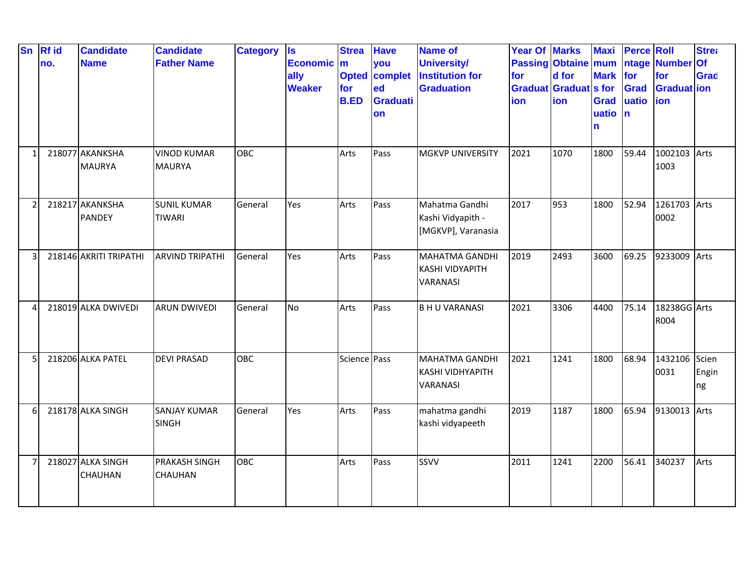| Sn | Rf id no. | Candidate Name | Candidate Father Name | Category | Is Economically Weaker | Stream Opted for B.ED | Have you completed Graduation | Name of University/ Institution for Graduation | Year Of Passing for Graduation | Marks Obtained for Graduation | Maximum Marks for Graduation | Percentage for Graduation | Roll Number for Graduation | Stream Of Graduation |
|---|---|---|---|---|---|---|---|---|---|---|---|---|---|---|
| 1 | 218077 | AKANKSHA MAURYA | VINOD KUMAR MAURYA | OBC | | Arts | Pass | MGKVP UNIVERSITY | 2021 | 1070 | 1800 | 59.44 | 10021031003 | Arts |
| 2 | 218217 | AKANKSHA PANDEY | SUNIL KUMAR TIWARI | General | Yes | Arts | Pass | Mahatma Gandhi Kashi Vidyapith - [MGKVP], Varanasia | 2017 | 953 | 1800 | 52.94 | 12617030002 | Arts |
| 3 | 218146 | AKRITI TRIPATHI | ARVIND TRIPATHI | General | Yes | Arts | Pass | MAHATMA GANDHI KASHI VIDYAPITH VARANASI | 2019 | 2493 | 3600 | 69.25 | 9233009 | Arts |
| 4 | 218019 | ALKA DWIVEDI | ARUN DWIVEDI | General | No | Arts | Pass | B H U VARANASI | 2021 | 3306 | 4400 | 75.14 | 18238GGR004 | Arts |
| 5 | 218206 | ALKA PATEL | DEVI PRASAD | OBC | | Science | Pass | MAHATMA GANDHI KASHI VIDHYAPITH VARANASI | 2021 | 1241 | 1800 | 68.94 | 14321060031 | Scien Engin ng |
| 6 | 218178 | ALKA SINGH | SANJAY KUMAR SINGH | General | Yes | Arts | Pass | mahatma gandhi kashi vidyapeeth | 2019 | 1187 | 1800 | 65.94 | 9130013 | Arts |
| 7 | 218027 | ALKA SINGH CHAUHAN | PRAKASH SINGH CHAUHAN | OBC | | Arts | Pass | SSVV | 2011 | 1241 | 2200 | 56.41 | 340237 | Arts |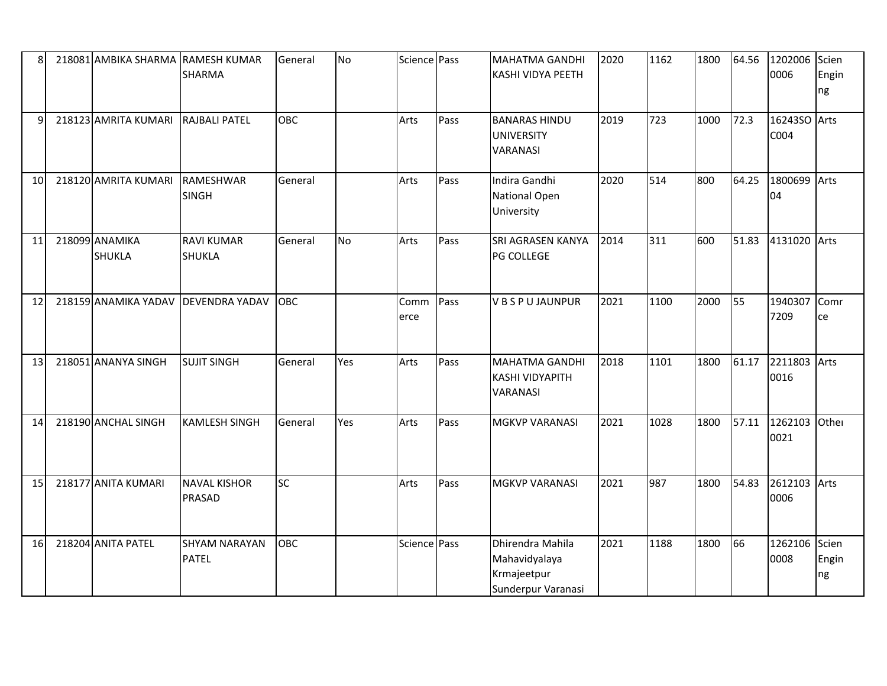| 8 | 218081 | AMBIKA SHARMA | RAMESH KUMAR SHARMA | General | No | Science | Pass | MAHATMA GANDHI KASHI VIDYA PEETH | 2020 | 1162 | 1800 | 64.56 | 12020060006 | Scien Engin ng |
|---|---|---|---|---|---|---|---|---|---|---|---|---|---|---|
| 9 | 218123 | AMRITA KUMARI | RAJBALI PATEL | OBC | | Arts | Pass | BANARAS HINDU UNIVERSITY VARANASI | 2019 | 723 | 1000 | 72.3 | 16243SOC004 | Arts |
| 10 | 218120 | AMRITA KUMARI | RAMESHWAR SINGH | General | | Arts | Pass | Indira Gandhi National Open University | 2020 | 514 | 800 | 64.25 | 180069904 | Arts |
| 11 | 218099 | ANAMIKA SHUKLA | RAVI KUMAR SHUKLA | General | No | Arts | Pass | SRI AGRASEN KANYA PG COLLEGE | 2014 | 311 | 600 | 51.83 | 4131020 | Arts |
| 12 | 218159 | ANAMIKA YADAV | DEVENDRA YADAV | OBC | | Commerce | Pass | V B S P U JAUNPUR | 2021 | 1100 | 2000 | 55 | 19403077209 | Commerce |
| 13 | 218051 | ANANYA SINGH | SUJIT SINGH | General | Yes | Arts | Pass | MAHATMA GANDHI KASHI VIDYAPITH VARANASI | 2018 | 1101 | 1800 | 61.17 | 22118030016 | Arts |
| 14 | 218190 | ANCHAL SINGH | KAMLESH SINGH | General | Yes | Arts | Pass | MGKVP VARANASI | 2021 | 1028 | 1800 | 57.11 | 12621030021 | Other |
| 15 | 218177 | ANITA KUMARI | NAVAL KISHOR PRASAD | SC | | Arts | Pass | MGKVP VARANASI | 2021 | 987 | 1800 | 54.83 | 26121030006 | Arts |
| 16 | 218204 | ANITA PATEL | SHYAM NARAYAN PATEL | OBC | | Science | Pass | Dhirendra Mahila Mahavidyalaya Krmajeetpur Sunderpur Varanasi | 2021 | 1188 | 1800 | 66 | 12621060008 | Scien Engin ng |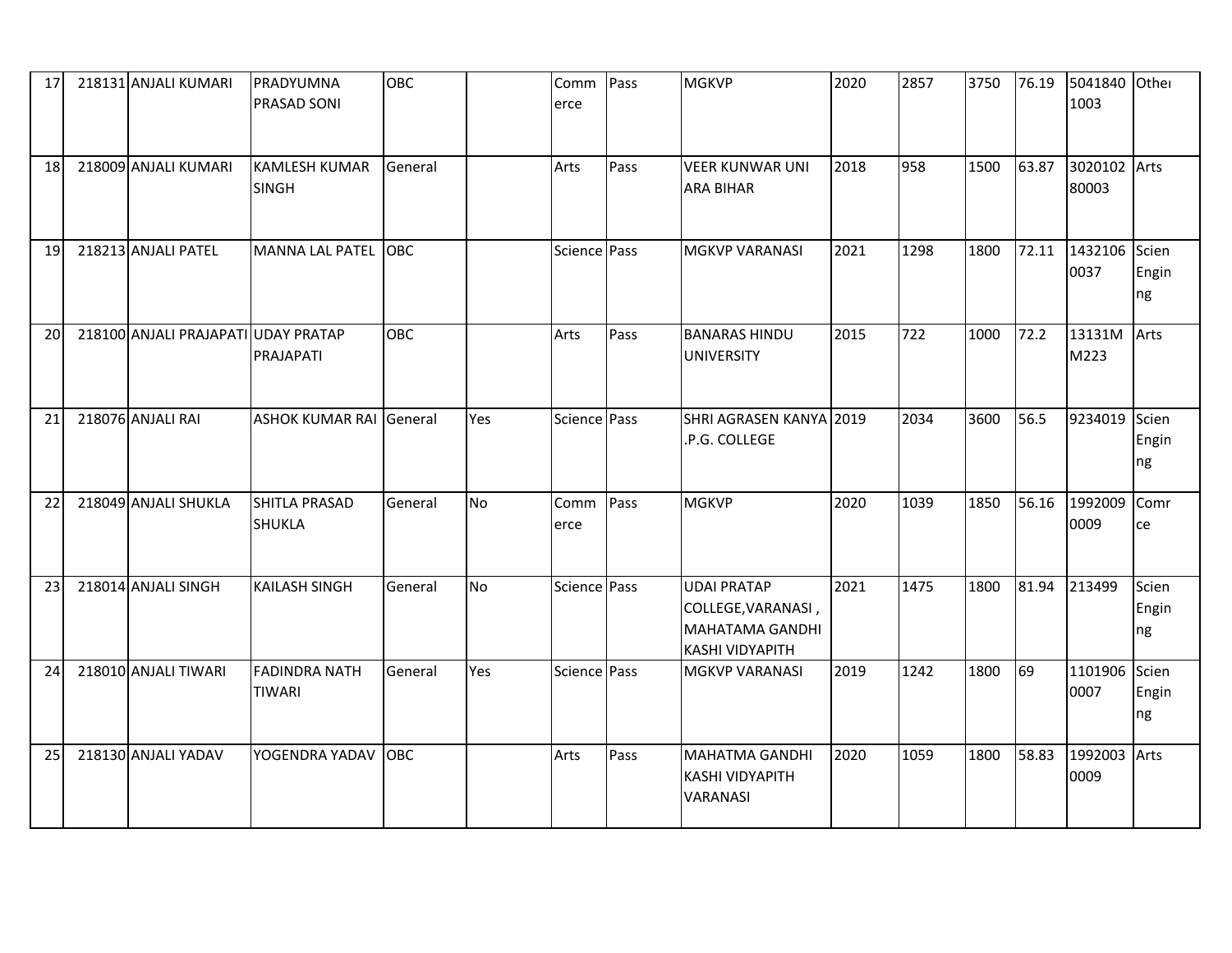| 17 | 218131 | ANJALI KUMARI | PRADYUMNA PRASAD SONI | OBC | | Commerce | Pass | MGKVP | 2020 | 2857 | 3750 | 76.19 | 50418401003 | Other |
|---|---|---|---|---|---|---|---|---|---|---|---|---|---|---|
| 18 | 218009 | ANJALI KUMARI | KAMLESH KUMAR SINGH | General | | Arts | Pass | VEER KUNWAR UNI ARA BIHAR | 2018 | 958 | 1500 | 63.87 | 302010280003 | Arts |
| 19 | 218213 | ANJALI PATEL | MANNA LAL PATEL | OBC | | Science | Pass | MGKVP VARANASI | 2021 | 1298 | 1800 | 72.11 | 14321060037 | Scien Engin ng |
| 20 | 218100 | ANJALI PRAJAPATI | UDAY PRATAP PRAJAPATI | OBC | | Arts | Pass | BANARAS HINDU UNIVERSITY | 2015 | 722 | 1000 | 72.2 | 13131MM223 | Arts |
| 21 | 218076 | ANJALI RAI | ASHOK KUMAR RAI | General | Yes | Science | Pass | SHRI AGRASEN KANYA .P.G. COLLEGE | 2019 | 2034 | 3600 | 56.5 | 9234019 | Scien Engin ng |
| 22 | 218049 | ANJALI SHUKLA | SHITLA PRASAD SHUKLA | General | No | Commerce | Pass | MGKVP | 2020 | 1039 | 1850 | 56.16 | 19920090009 | Comr ce |
| 23 | 218014 | ANJALI SINGH | KAILASH SINGH | General | No | Science | Pass | UDAI PRATAP COLLEGE,VARANASI , MAHATAMA GANDHI KASHI VIDYAPITH | 2021 | 1475 | 1800 | 81.94 | 213499 | Scien Engin ng |
| 24 | 218010 | ANJALI TIWARI | FADINDRA NATH TIWARI | General | Yes | Science | Pass | MGKVP VARANASI | 2019 | 1242 | 1800 | 69 | 11019060007 | Scien Engin ng |
| 25 | 218130 | ANJALI YADAV | YOGENDRA YADAV | OBC | | Arts | Pass | MAHATMA GANDHI KASHI VIDYAPITH VARANASI | 2020 | 1059 | 1800 | 58.83 | 19920030009 | Arts |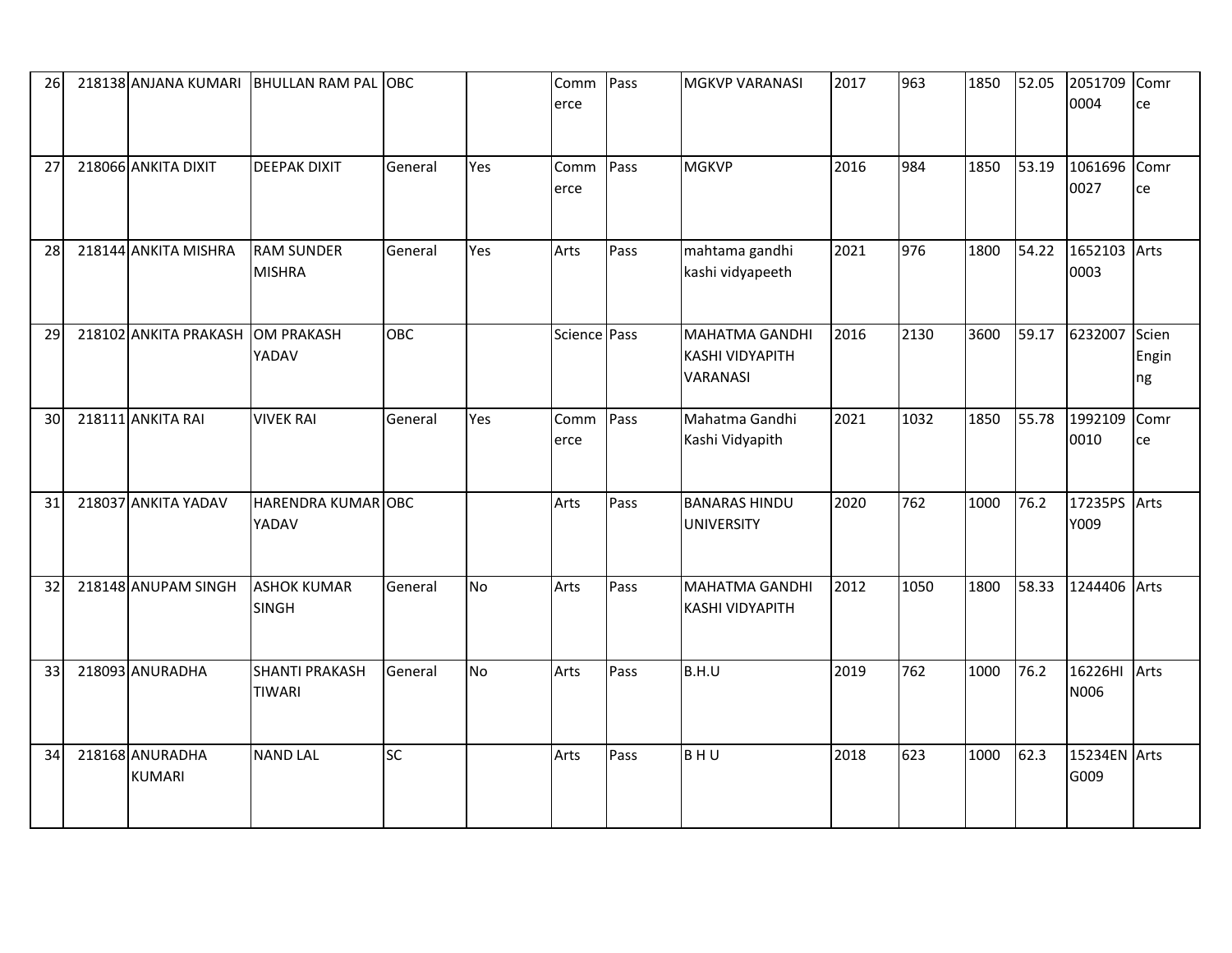| | | | | | | | | | | | | | | |
|---|---|---|---|---|---|---|---|---|---|---|---|---|---|---|
| 26 | 218138 | ANJANA KUMARI | BHULLAN RAM PAL | OBC | | Commerce | Pass | MGKVP VARANASI | 2017 | 963 | 1850 | 52.05 | 20517090004 | Comrce |
| 27 | 218066 | ANKITA DIXIT | DEEPAK DIXIT | General | Yes | Commerce | Pass | MGKVP | 2016 | 984 | 1850 | 53.19 | 10616960027 | Comrce |
| 28 | 218144 | ANKITA MISHRA | RAM SUNDER MISHRA | General | Yes | Arts | Pass | mahtama gandhi kashi vidyapeeth | 2021 | 976 | 1800 | 54.22 | 16521030003 | Arts |
| 29 | 218102 | ANKITA PRAKASH | OM PRAKASH YADAV | OBC | | Science | Pass | MAHATMA GANDHI KASHI VIDYAPITH VARANASI | 2016 | 2130 | 3600 | 59.17 | 6232007 | Scien Enginng |
| 30 | 218111 | ANKITA RAI | VIVEK RAI | General | Yes | Commerce | Pass | Mahatma Gandhi Kashi Vidyapith | 2021 | 1032 | 1850 | 55.78 | 19921090010 | Comrce |
| 31 | 218037 | ANKITA YADAV | HARENDRA KUMAR YADAV | OBC | | Arts | Pass | BANARAS HINDU UNIVERSITY | 2020 | 762 | 1000 | 76.2 | 17235PSY009 | Arts |
| 32 | 218148 | ANUPAM SINGH | ASHOK KUMAR SINGH | General | No | Arts | Pass | MAHATMA GANDHI KASHI VIDYAPITH | 2012 | 1050 | 1800 | 58.33 | 1244406 | Arts |
| 33 | 218093 | ANURADHA | SHANTI PRAKASH TIWARI | General | No | Arts | Pass | B.H.U | 2019 | 762 | 1000 | 76.2 | 16226HIN006 | Arts |
| 34 | 218168 | ANURADHA KUMARI | NAND LAL | SC | | Arts | Pass | B H U | 2018 | 623 | 1000 | 62.3 | 15234ENG009 | Arts |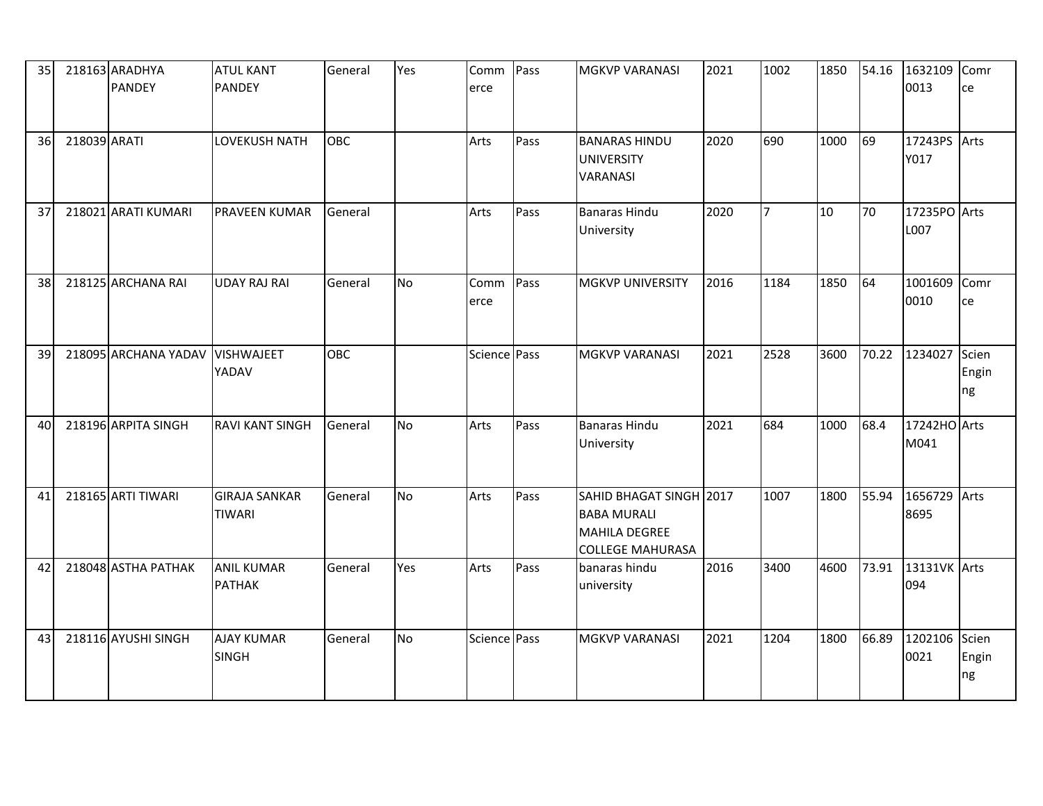| 35 | 218163 | ARADHYA PANDEY | ATUL KANT PANDEY | General | Yes | Commerce | Pass | MGKVP VARANASI | 2021 | 1002 | 1850 | 54.16 | 16321090013 | Comrce |
|---|---|---|---|---|---|---|---|---|---|---|---|---|---|---|
| 36 | 218039 | ARATI | LOVEKUSH NATH | OBC | | Arts | Pass | BANARAS HINDU UNIVERSITY VARANASI | 2020 | 690 | 1000 | 69 | 17243PSY017 | Arts |
| 37 | 218021 | ARATI KUMARI | PRAVEEN KUMAR | General | | Arts | Pass | Banaras Hindu University | 2020 | 7 | 10 | 70 | 17235POL007 | Arts |
| 38 | 218125 | ARCHANA RAI | UDAY RAJ RAI | General | No | Commerce | Pass | MGKVP UNIVERSITY | 2016 | 1184 | 1850 | 64 | 10016090010 | Comrce |
| 39 | 218095 | ARCHANA YADAV | VISHWAJEET YADAV | OBC | | Science | Pass | MGKVP VARANASI | 2021 | 2528 | 3600 | 70.22 | 1234027 | Scien Enginng |
| 40 | 218196 | ARPITA SINGH | RAVI KANT SINGH | General | No | Arts | Pass | Banaras Hindu University | 2021 | 684 | 1000 | 68.4 | 17242HOM041 | Arts |
| 41 | 218165 | ARTI TIWARI | GIRAJA SANKAR TIWARI | General | No | Arts | Pass | SAHID BHAGAT SINGH BABA MURALI MAHILA DEGREE COLLEGE MAHURASA | 2017 | 1007 | 1800 | 55.94 | 16567298695 | Arts |
| 42 | 218048 | ASTHA PATHAK | ANIL KUMAR PATHAK | General | Yes | Arts | Pass | banaras hindu university | 2016 | 3400 | 4600 | 73.91 | 13131VK094 | Arts |
| 43 | 218116 | AYUSHI SINGH | AJAY KUMAR SINGH | General | No | Science | Pass | MGKVP VARANASI | 2021 | 1204 | 1800 | 66.89 | 12021060021 | Scien Enginng |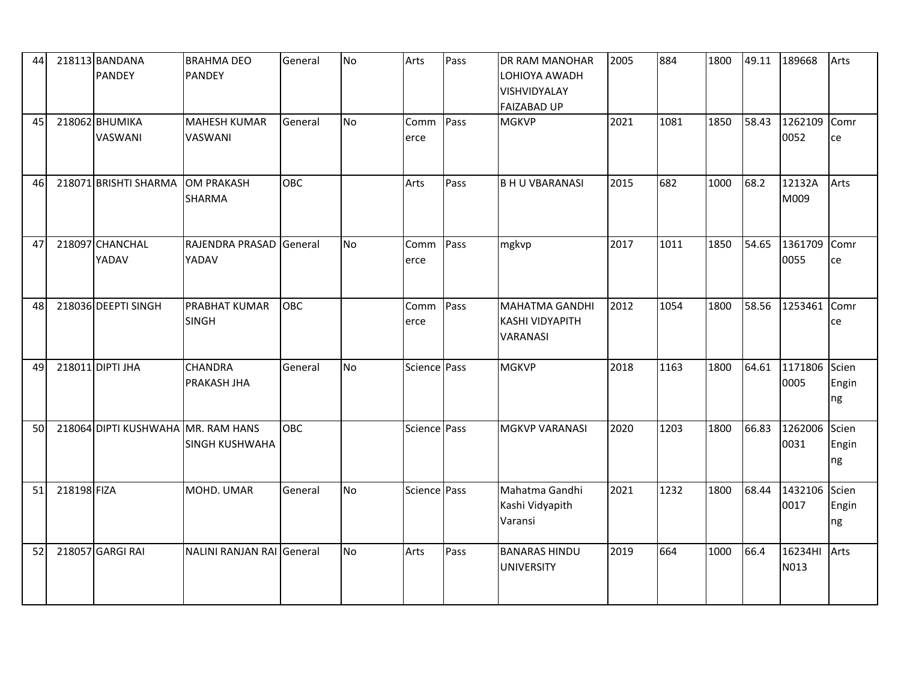| 44 | 218113 | BANDANA PANDEY | BRAHMA DEO PANDEY | General | No | Arts | Pass | DR RAM MANOHAR LOHIOYA AWADH VISHVIDYALAY FAIZABAD UP | 2005 | 884 | 1800 | 49.11 | 189668 | Arts |
|---|---|---|---|---|---|---|---|---|---|---|---|---|---|---|
| 45 | 218062 | BHUMIKA VASWANI | MAHESH KUMAR VASWANI | General | No | Commerce | Pass | MGKVP | 2021 | 1081 | 1850 | 58.43 | 12621090052 | Comrce |
| 46 | 218071 | BRISHTI SHARMA | OM PRAKASH SHARMA | OBC | | Arts | Pass | B H U VBARANASI | 2015 | 682 | 1000 | 68.2 | 12132AM009 | Arts |
| 47 | 218097 | CHANCHAL YADAV | RAJENDRA PRASAD YADAV | General | No | Commerce | Pass | mgkvp | 2017 | 1011 | 1850 | 54.65 | 13617090055 | Comrce |
| 48 | 218036 | DEEPTI SINGH | PRABHAT KUMAR SINGH | OBC | | Commerce | Pass | MAHATMA GANDHI KASHI VIDYAPITH VARANASI | 2012 | 1054 | 1800 | 58.56 | 1253461 | Comrce |
| 49 | 218011 | DIPTI JHA | CHANDRA PRAKASH JHA | General | No | Science | Pass | MGKVP | 2018 | 1163 | 1800 | 64.61 | 11718060005 | Scien Enginng |
| 50 | 218064 | DIPTI KUSHWAHA | MR. RAM HANS SINGH KUSHWAHA | OBC | | Science | Pass | MGKVP VARANASI | 2020 | 1203 | 1800 | 66.83 | 12620060031 | Scien Enginng |
| 51 | 218198 | FIZA | MOHD. UMAR | General | No | Science | Pass | Mahatma Gandhi Kashi Vidyapith Varansi | 2021 | 1232 | 1800 | 68.44 | 14321060017 | Scien Enginng |
| 52 | 218057 | GARGI RAI | NALINI RANJAN RAI | General | No | Arts | Pass | BANARAS HINDU UNIVERSITY | 2019 | 664 | 1000 | 66.4 | 16234HIN013 | Arts |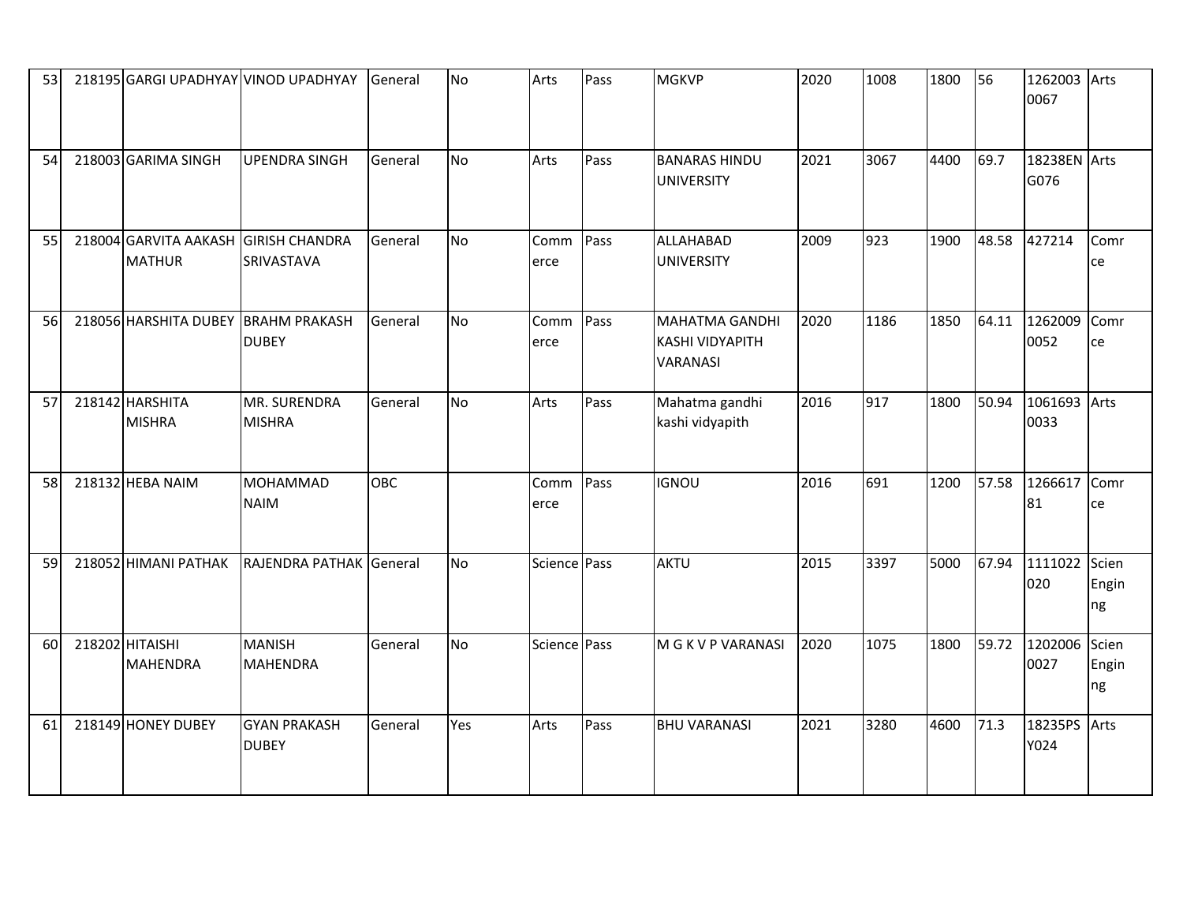| 53 | 218195 | GARGI UPADHYAY | VINOD UPADHYAY | General | No | Arts | Pass | MGKVP | 2020 | 1008 | 1800 | 56 | 12620030067 | Arts |
|---|---|---|---|---|---|---|---|---|---|---|---|---|---|---|
| 54 | 218003 | GARIMA SINGH | UPENDRA SINGH | General | No | Arts | Pass | BANARAS HINDU UNIVERSITY | 2021 | 3067 | 4400 | 69.7 | 18238ENG076 | Arts |
| 55 | 218004 | GARVITA AAKASH MATHUR | GIRISH CHANDRA SRIVASTAVA | General | No | Commerce | Pass | ALLAHABAD UNIVERSITY | 2009 | 923 | 1900 | 48.58 | 427214 | Comrce |
| 56 | 218056 | HARSHITA DUBEY | BRAHM PRAKASH DUBEY | General | No | Commerce | Pass | MAHATMA GANDHI KASHI VIDYAPITH VARANASI | 2020 | 1186 | 1850 | 64.11 | 12620090052 | Comrce |
| 57 | 218142 | HARSHITA MISHRA | MR. SURENDRA MISHRA | General | No | Arts | Pass | Mahatma gandhi kashi vidyapith | 2016 | 917 | 1800 | 50.94 | 10616930033 | Arts |
| 58 | 218132 | HEBA NAIM | MOHAMMAD NAIM | OBC | | Commerce | Pass | IGNOU | 2016 | 691 | 1200 | 57.58 | 126661781 | Comrce |
| 59 | 218052 | HIMANI PATHAK | RAJENDRA PATHAK | General | No | Science | Pass | AKTU | 2015 | 3397 | 5000 | 67.94 | 1111022020 | Scien Enginng |
| 60 | 218202 | HITAISHI MAHENDRA | MANISH MAHENDRA | General | No | Science | Pass | M G K V P VARANASI | 2020 | 1075 | 1800 | 59.72 | 12020060027 | Scien Enginng |
| 61 | 218149 | HONEY DUBEY | GYAN PRAKASH DUBEY | General | Yes | Arts | Pass | BHU VARANASI | 2021 | 3280 | 4600 | 71.3 | 18235PSY024 | Arts |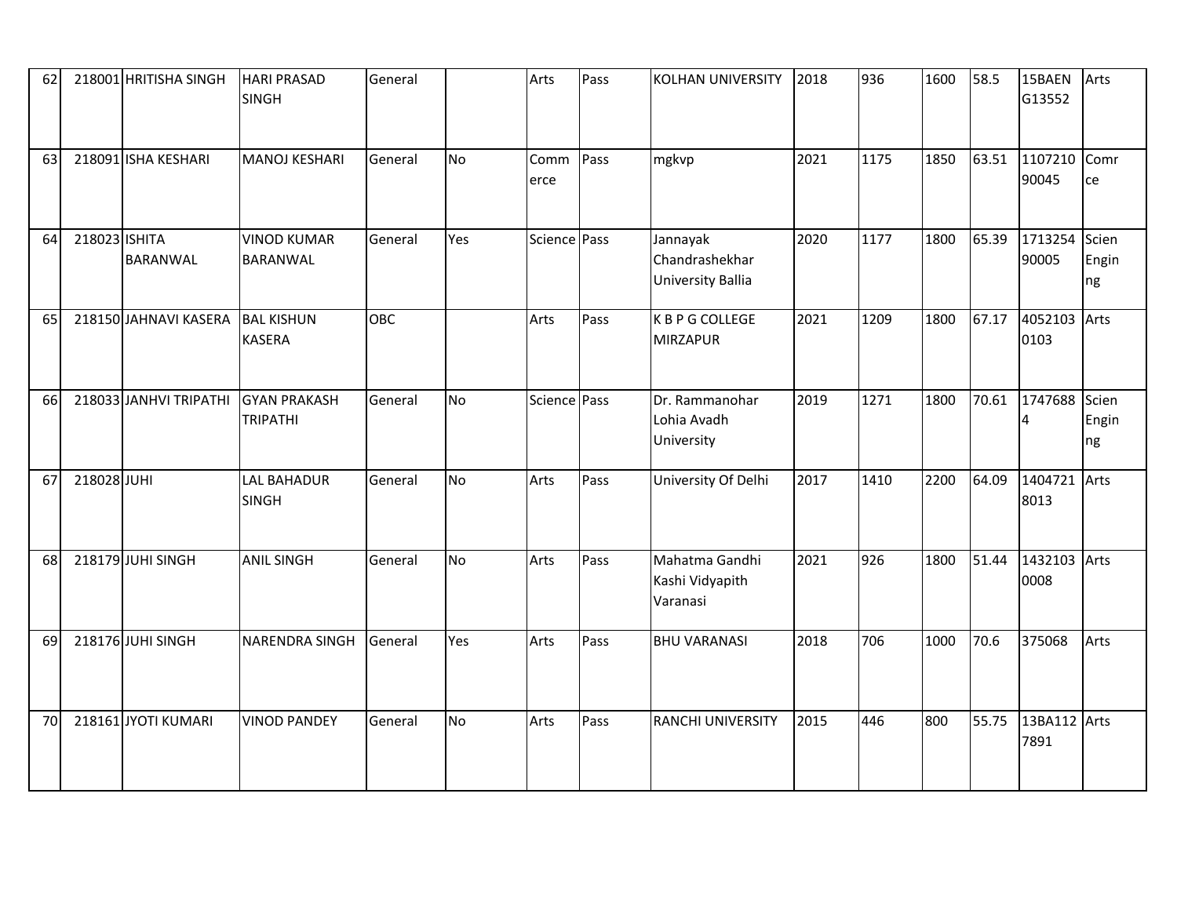| 62 | 218001 | HRITISHA SINGH | HARI PRASAD SINGH | General | | Arts | Pass | KOLHAN UNIVERSITY | 2018 | 936 | 1600 | 58.5 | 15BAENG13552 | Arts |
|---|---|---|---|---|---|---|---|---|---|---|---|---|---|---|
| 63 | 218091 | ISHA KESHARI | MANOJ KESHARI | General | No | Commerce | Pass | mgkvp | 2021 | 1175 | 1850 | 63.51 | 110721090045 | Comrce |
| 64 | 218023 | ISHITA BARANWAL | VINOD KUMAR BARANWAL | General | Yes | Science | Pass | Jannayak Chandrashekhar University Ballia | 2020 | 1177 | 1800 | 65.39 | 171325490005 | Scien Enginng |
| 65 | 218150 | JAHNAVI KASERA | BAL KISHUN KASERA | OBC | | Arts | Pass | K B P G COLLEGE MIRZAPUR | 2021 | 1209 | 1800 | 67.17 | 40521030103 | Arts |
| 66 | 218033 | JANHVI TRIPATHI | GYAN PRAKASH TRIPATHI | General | No | Science | Pass | Dr. Rammanohar Lohia Avadh University | 2019 | 1271 | 1800 | 70.61 | 17476884 | Scien Enginng |
| 67 | 218028 | JUHI | LAL BAHADUR SINGH | General | No | Arts | Pass | University Of Delhi | 2017 | 1410 | 2200 | 64.09 | 14047218013 | Arts |
| 68 | 218179 | JUHI SINGH | ANIL SINGH | General | No | Arts | Pass | Mahatma Gandhi Kashi Vidyapith Varanasi | 2021 | 926 | 1800 | 51.44 | 14321030008 | Arts |
| 69 | 218176 | JUHI SINGH | NARENDRA SINGH | General | Yes | Arts | Pass | BHU VARANASI | 2018 | 706 | 1000 | 70.6 | 375068 | Arts |
| 70 | 218161 | JYOTI KUMARI | VINOD PANDEY | General | No | Arts | Pass | RANCHI UNIVERSITY | 2015 | 446 | 800 | 55.75 | 13BA1127891 | Arts |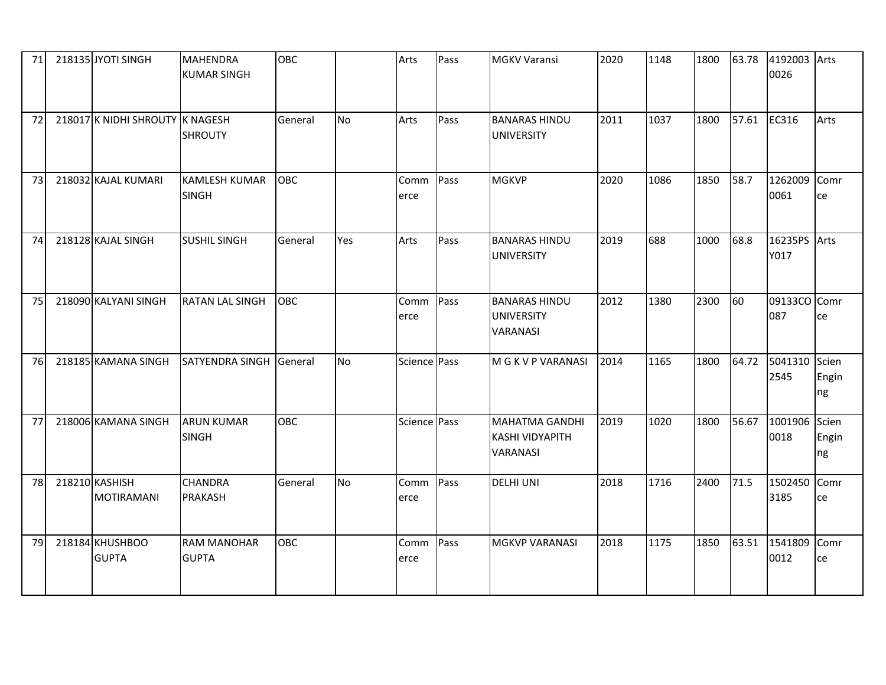| 71 | 218135 | JYOTI SINGH | MAHENDRA KUMAR SINGH | OBC | | Arts | Pass | MGKV Varansi | 2020 | 1148 | 1800 | 63.78 | 41920030026 | Arts |
|---|---|---|---|---|---|---|---|---|---|---|---|---|---|---|
| 72 | 218017 | K NIDHI SHROUTY | K NAGESH SHROUTY | General | No | Arts | Pass | BANARAS HINDU UNIVERSITY | 2011 | 1037 | 1800 | 57.61 | EC316 | Arts |
| 73 | 218032 | KAJAL KUMARI | KAMLESH KUMAR SINGH | OBC | | Commerce | Pass | MGKVP | 2020 | 1086 | 1850 | 58.7 | 12620090061 | Comrce |
| 74 | 218128 | KAJAL SINGH | SUSHIL SINGH | General | Yes | Arts | Pass | BANARAS HINDU UNIVERSITY | 2019 | 688 | 1000 | 68.8 | 16235PSY017 | Arts |
| 75 | 218090 | KALYANI SINGH | RATAN LAL SINGH | OBC | | Commerce | Pass | BANARAS HINDU UNIVERSITY VARANASI | 2012 | 1380 | 2300 | 60 | 09133CO087 | Comrce |
| 76 | 218185 | KAMANA SINGH | SATYENDRA SINGH | General | No | Science | Pass | M G K V P VARANASI | 2014 | 1165 | 1800 | 64.72 | 50413102545 | Scien Enginng |
| 77 | 218006 | KAMANA SINGH | ARUN KUMAR SINGH | OBC | | Science | Pass | MAHATMA GANDHI KASHI VIDYAPITH VARANASI | 2019 | 1020 | 1800 | 56.67 | 10019060018 | Scien Enginng |
| 78 | 218210 | KASHISH MOTIRAMANI | CHANDRA PRAKASH | General | No | Commerce | Pass | DELHI UNI | 2018 | 1716 | 2400 | 71.5 | 15024503185 | Comrce |
| 79 | 218184 | KHUSHBOO GUPTA | RAM MANOHAR GUPTA | OBC | | Commerce | Pass | MGKVP VARANASI | 2018 | 1175 | 1850 | 63.51 | 15418090012 | Comrce |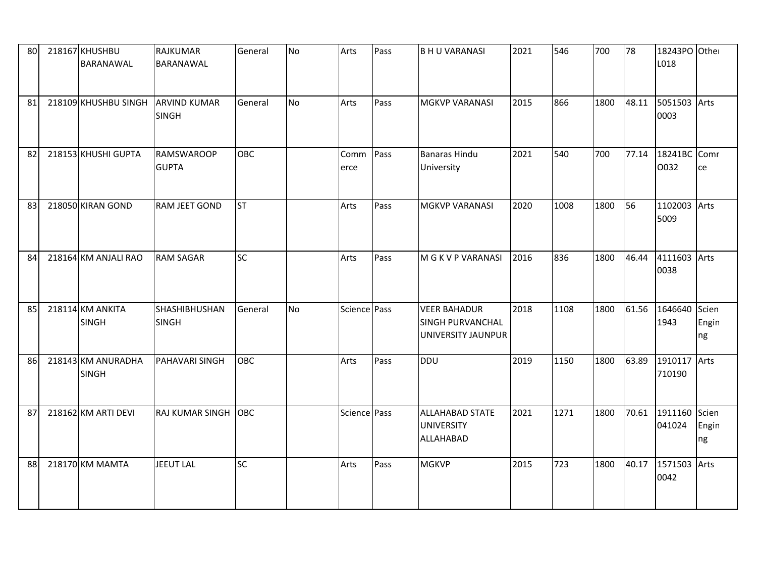| 80 | 218167 | KHUSHBU BARANAWAL | RAJKUMAR BARANAWAL | General | No | Arts | Pass | B H U VARANASI | 2021 | 546 | 700 | 78 | 18243POL018 | Other |
|---|---|---|---|---|---|---|---|---|---|---|---|---|---|---|
| 81 | 218109 | KHUSHBU SINGH | ARVIND KUMAR SINGH | General | No | Arts | Pass | MGKVP VARANASI | 2015 | 866 | 1800 | 48.11 | 50515030003 | Arts |
| 82 | 218153 | KHUSHI GUPTA | RAMSWAROOP GUPTA | OBC | | Commerce | Pass | Banaras Hindu University | 2021 | 540 | 700 | 77.14 | 18241BCO032 | Commrce |
| 83 | 218050 | KIRAN GOND | RAM JEET GOND | ST | | Arts | Pass | MGKVP VARANASI | 2020 | 1008 | 1800 | 56 | 11020035009 | Arts |
| 84 | 218164 | KM ANJALI RAO | RAM SAGAR | SC | | Arts | Pass | M G K V P VARANASI | 2016 | 836 | 1800 | 46.44 | 41116030038 | Arts |
| 85 | 218114 | KM ANKITA SINGH | SHASHIBHUSHAN SINGH | General | No | Science | Pass | VEER BAHADUR SINGH PURVANCHAL UNIVERSITY JAUNPUR | 2018 | 1108 | 1800 | 61.56 | 16466401943 | Scien Engin ng |
| 86 | 218143 | KM ANURADHA SINGH | PAHAVARI SINGH | OBC | | Arts | Pass | DDU | 2019 | 1150 | 1800 | 63.89 | 1910117710190 | Arts |
| 87 | 218162 | KM ARTI DEVI | RAJ KUMAR SINGH | OBC | | Science | Pass | ALLAHABAD STATE UNIVERSITY ALLAHABAD | 2021 | 1271 | 1800 | 70.61 | 1911160041024 | Scien Engin ng |
| 88 | 218170 | KM MAMTA | JEEUT LAL | SC | | Arts | Pass | MGKVP | 2015 | 723 | 1800 | 40.17 | 15715030042 | Arts |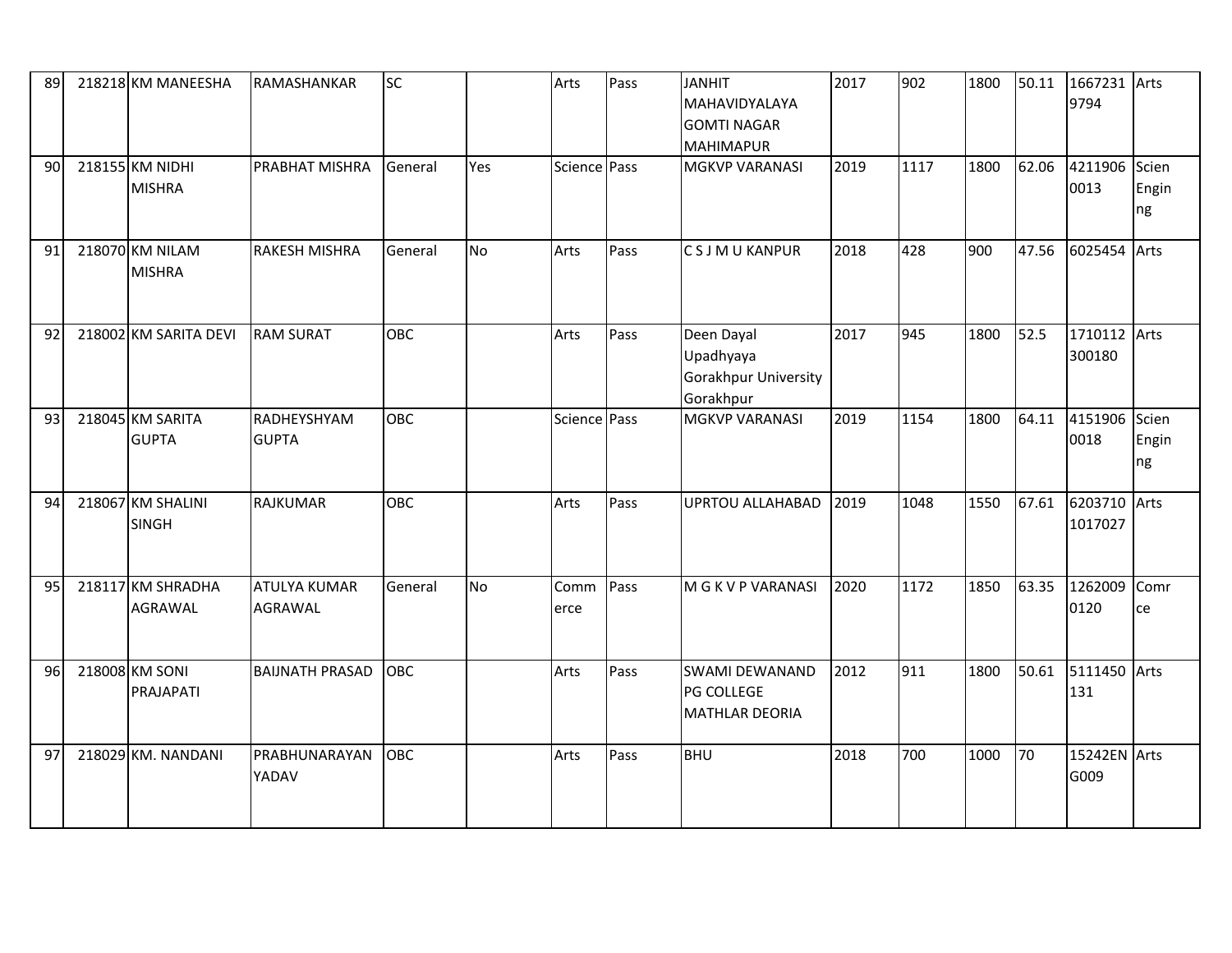| 89 | 218218 | KM MANEESHA | RAMASHANKAR | SC | | Arts | Pass | JANHIT MAHAVIDYALAYA GOMTI NAGAR MAHIMAPUR | 2017 | 902 | 1800 | 50.11 | 16672319794 | Arts |
|---|---|---|---|---|---|---|---|---|---|---|---|---|---|---|
| 90 | 218155 | KM NIDHI MISHRA | PRABHAT MISHRA | General | Yes | Science | Pass | MGKVP VARANASI | 2019 | 1117 | 1800 | 62.06 | 42119060013 | Scien Engin ng |
| 91 | 218070 | KM NILAM MISHRA | RAKESH MISHRA | General | No | Arts | Pass | C S J M U KANPUR | 2018 | 428 | 900 | 47.56 | 6025454 | Arts |
| 92 | 218002 | KM SARITA DEVI | RAM SURAT | OBC | | Arts | Pass | Deen Dayal Upadhyaya Gorakhpur University Gorakhpur | 2017 | 945 | 1800 | 52.5 | 1710112300180 | Arts |
| 93 | 218045 | KM SARITA GUPTA | RADHEYSHYAM GUPTA | OBC | | Science | Pass | MGKVP VARANASI | 2019 | 1154 | 1800 | 64.11 | 41519060018 | Scien Engin ng |
| 94 | 218067 | KM SHALINI SINGH | RAJKUMAR | OBC | | Arts | Pass | UPRTOU ALLAHABAD | 2019 | 1048 | 1550 | 67.61 | 62037101017027 | Arts |
| 95 | 218117 | KM SHRADHA AGRAWAL | ATULYA KUMAR AGRAWAL | General | No | Commerce | Pass | M G K V P VARANASI | 2020 | 1172 | 1850 | 63.35 | 12620090120 | Comrce |
| 96 | 218008 | KM SONI PRAJAPATI | BAIJNATH PRASAD | OBC | | Arts | Pass | SWAMI DEWANAND PG COLLEGE MATHLAR DEORIA | 2012 | 911 | 1800 | 50.61 | 5111450131 | Arts |
| 97 | 218029 | KM. NANDANI | PRABHUNARAYAN YADAV | OBC | | Arts | Pass | BHU | 2018 | 700 | 1000 | 70 | 15242ENG009 | Arts |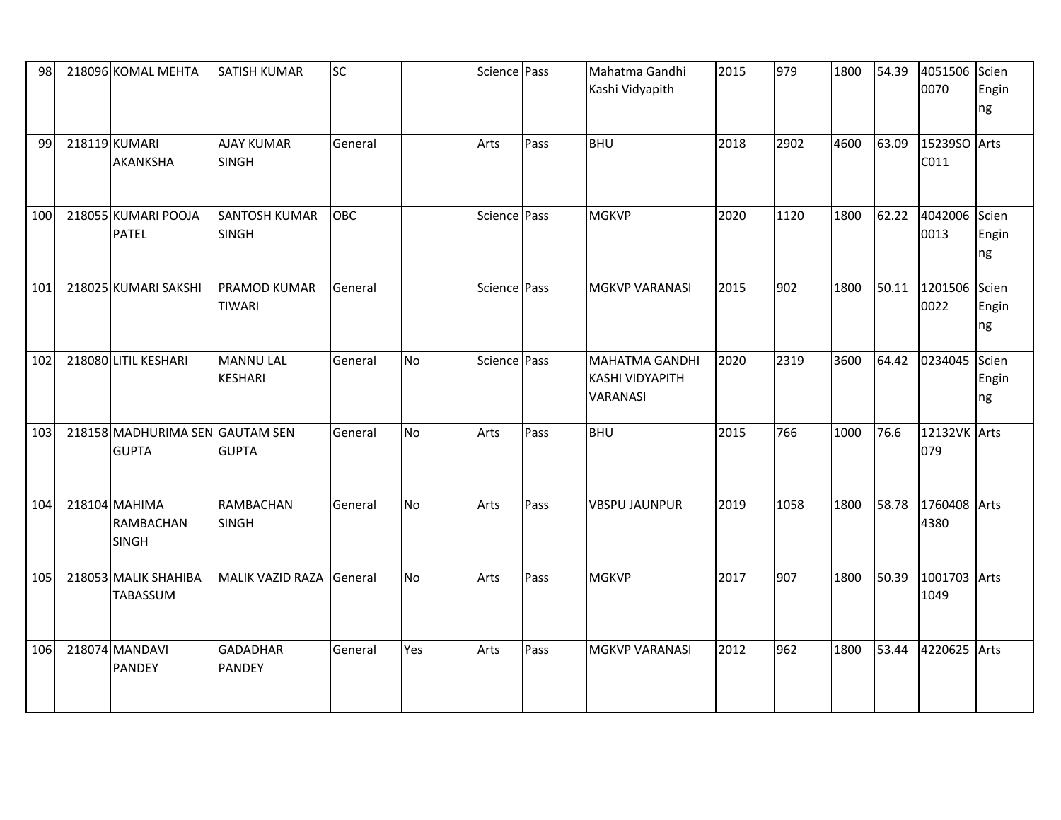| 98 | 218096 | KOMAL MEHTA | SATISH KUMAR | SC | | Science | Pass | Mahatma Gandhi Kashi Vidyapith | 2015 | 979 | 1800 | 54.39 | 40515060070 | Science Engineering |
|---|---|---|---|---|---|---|---|---|---|---|---|---|---|---|
| 99 | 218119 | KUMARI AKANKSHA | AJAY KUMAR SINGH | General | | Arts | Pass | BHU | 2018 | 2902 | 4600 | 63.09 | 15239SOC011 | Arts |
| 100 | 218055 | KUMARI POOJA PATEL | SANTOSH KUMAR SINGH | OBC | | Science | Pass | MGKVP | 2020 | 1120 | 1800 | 62.22 | 40420060013 | Science Engineering |
| 101 | 218025 | KUMARI SAKSHI | PRAMOD KUMAR TIWARI | General | | Science | Pass | MGKVP VARANASI | 2015 | 902 | 1800 | 50.11 | 12015060022 | Science Engineering |
| 102 | 218080 | LITIL KESHARI | MANNU LAL KESHARI | General | No | Science | Pass | MAHATMA GANDHI KASHI VIDYAPITH VARANASI | 2020 | 2319 | 3600 | 64.42 | 0234045 | Science Engineering |
| 103 | 218158 | MADHURIMA SEN GUPTA | GAUTAM SEN GUPTA | General | No | Arts | Pass | BHU | 2015 | 766 | 1000 | 76.6 | 12132VK079 | Arts |
| 104 | 218104 | MAHIMA RAMBACHAN SINGH | RAMBACHAN SINGH | General | No | Arts | Pass | VBSPU JAUNPUR | 2019 | 1058 | 1800 | 58.78 | 17604084380 | Arts |
| 105 | 218053 | MALIK SHAHIBA TABASSUM | MALIK VAZID RAZA | General | No | Arts | Pass | MGKVP | 2017 | 907 | 1800 | 50.39 | 10017031049 | Arts |
| 106 | 218074 | MANDAVI PANDEY | GADADHAR PANDEY | General | Yes | Arts | Pass | MGKVP VARANASI | 2012 | 962 | 1800 | 53.44 | 4220625 | Arts |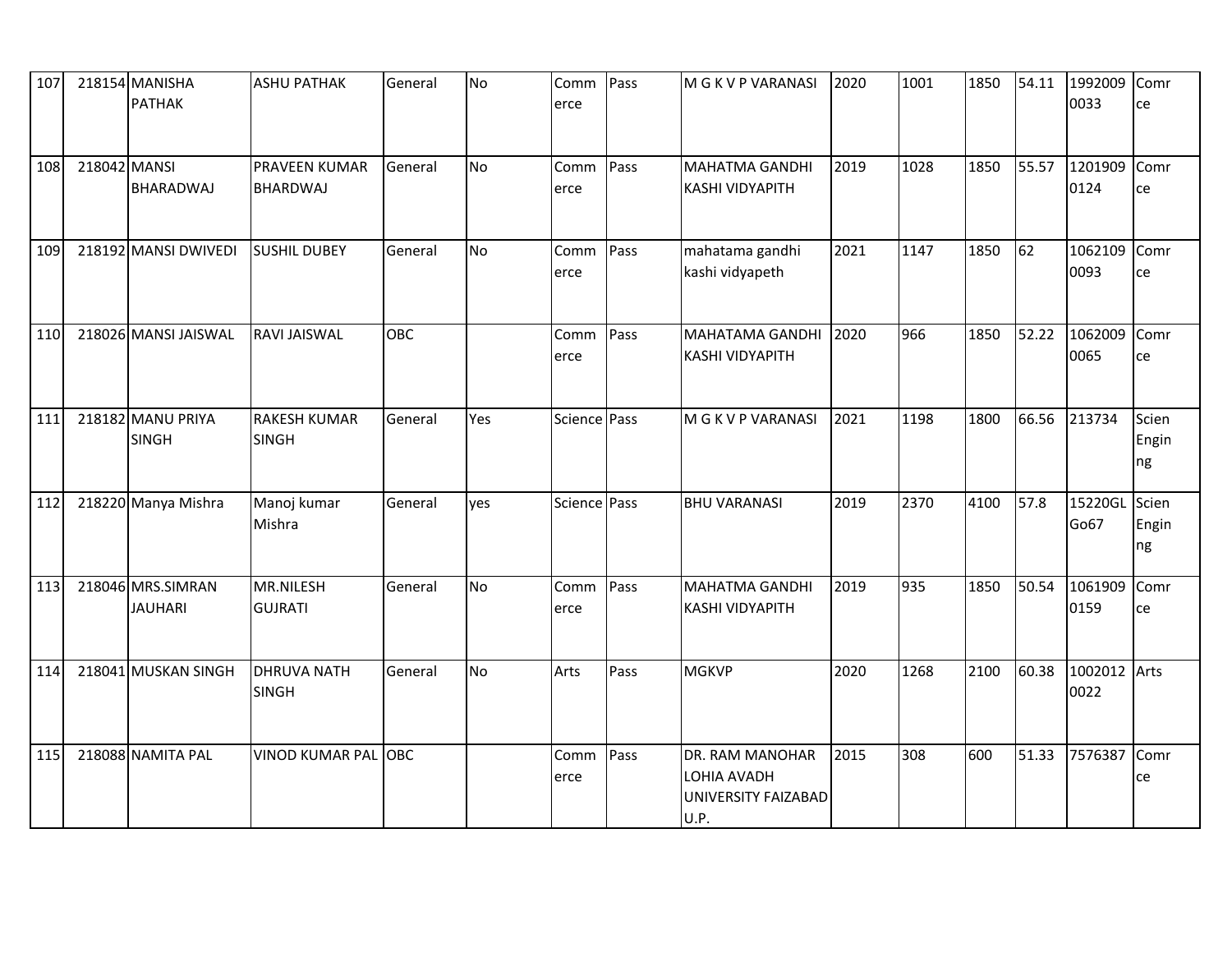| 107 | 218154 | MANISHA PATHAK | ASHU PATHAK | General | No | Commerce | Pass | M G K V P VARANASI | 2020 | 1001 | 1850 | 54.11 | 19920090033 | Comrce |
|---|---|---|---|---|---|---|---|---|---|---|---|---|---|---|
| 108 | 218042 | MANSI BHARADWAJ | PRAVEEN KUMAR BHARDWAJ | General | No | Commerce | Pass | MAHATMA GANDHI KASHI VIDYAPITH | 2019 | 1028 | 1850 | 55.57 | 12019090124 | Comrce |
| 109 | 218192 | MANSI DWIVEDI | SUSHIL DUBEY | General | No | Commerce | Pass | mahatama gandhi kashi vidyapeth | 2021 | 1147 | 1850 | 62 | 10621090093 | Comrce |
| 110 | 218026 | MANSI JAISWAL | RAVI JAISWAL | OBC | | Commerce | Pass | MAHATAMA GANDHI KASHI VIDYAPITH | 2020 | 966 | 1850 | 52.22 | 10620090065 | Comrce |
| 111 | 218182 | MANU PRIYA SINGH | RAKESH KUMAR SINGH | General | Yes | Science | Pass | M G K V P VARANASI | 2021 | 1198 | 1800 | 66.56 | 213734 | Scien Enginng |
| 112 | 218220 | Manya Mishra | Manoj kumar Mishra | General | yes | Science | Pass | BHU VARANASI | 2019 | 2370 | 4100 | 57.8 | 15220GLGo67 | Scien Enginng |
| 113 | 218046 | MRS.SIMRAN JAUHARI | MR.NILESH GUJRATI | General | No | Commerce | Pass | MAHATMA GANDHI KASHI VIDYAPITH | 2019 | 935 | 1850 | 50.54 | 10619090159 | Comrce |
| 114 | 218041 | MUSKAN SINGH | DHRUVA NATH SINGH | General | No | Arts | Pass | MGKVP | 2020 | 1268 | 2100 | 60.38 | 10020120022 | Arts |
| 115 | 218088 | NAMITA PAL | VINOD KUMAR PAL | OBC | | Commerce | Pass | DR. RAM MANOHAR LOHIA AVADH UNIVERSITY FAIZABAD U.P. | 2015 | 308 | 600 | 51.33 | 7576387 | Comrce |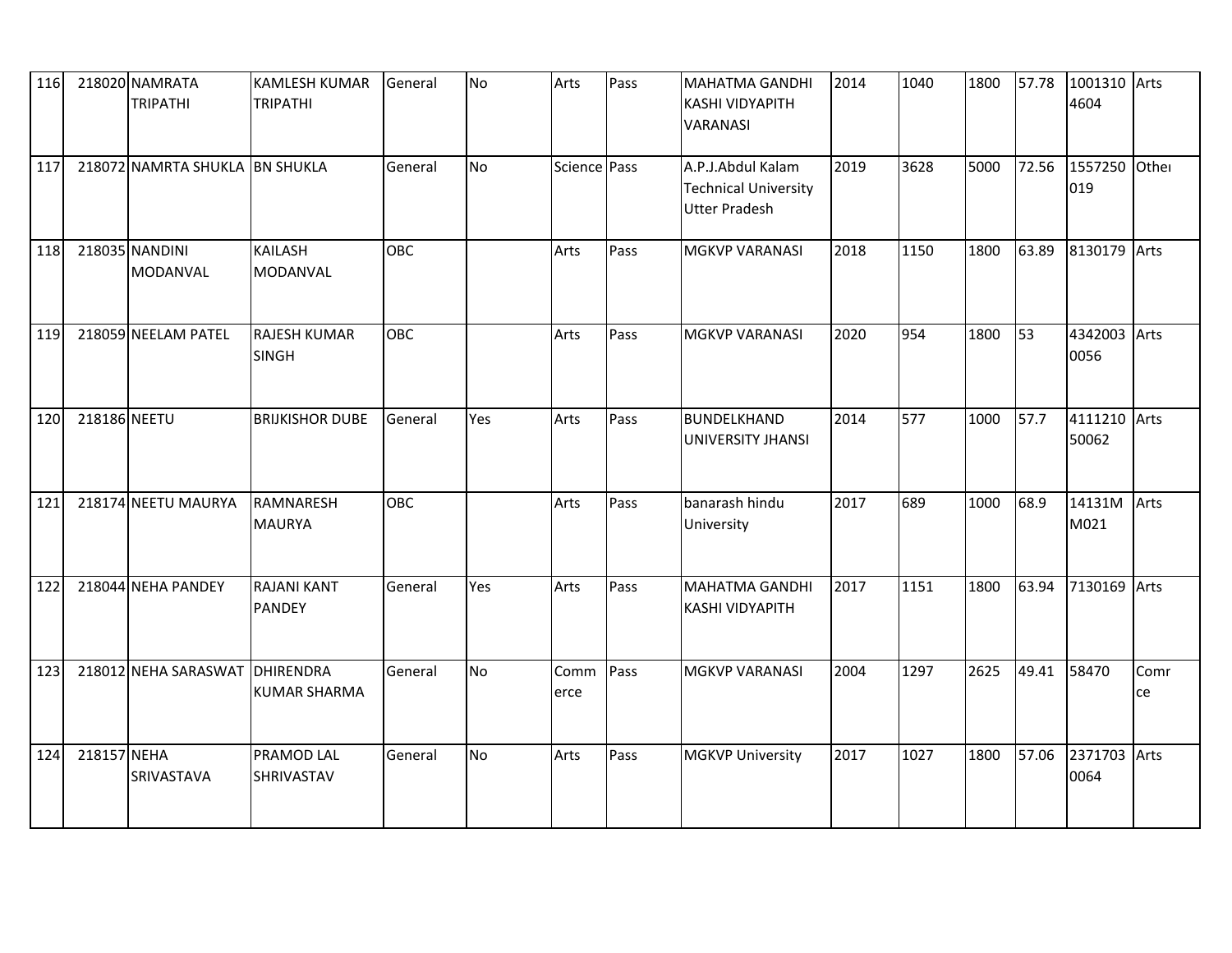| 116 | 218020 | NAMRATA TRIPATHI | KAMLESH KUMAR TRIPATHI | General | No | Arts | Pass | MAHATMA GANDHI KASHI VIDYAPITH VARANASI | 2014 | 1040 | 1800 | 57.78 | 10013104604 | Arts |
|---|---|---|---|---|---|---|---|---|---|---|---|---|---|---|
| 117 | 218072 | NAMRTA SHUKLA | BN SHUKLA | General | No | Science | Pass | A.P.J.Abdul Kalam Technical University Utter Pradesh | 2019 | 3628 | 5000 | 72.56 | 1557250019 | Other |
| 118 | 218035 | NANDINI MODANVAL | KAILASH MODANVAL | OBC | | Arts | Pass | MGKVP VARANASI | 2018 | 1150 | 1800 | 63.89 | 8130179 | Arts |
| 119 | 218059 | NEELAM PATEL | RAJESH KUMAR SINGH | OBC | | Arts | Pass | MGKVP VARANASI | 2020 | 954 | 1800 | 53 | 43420030056 | Arts |
| 120 | 218186 | NEETU | BRIJKISHOR DUBE | General | Yes | Arts | Pass | BUNDELKHAND UNIVERSITY JHANSI | 2014 | 577 | 1000 | 57.7 | 411121050062 | Arts |
| 121 | 218174 | NEETU MAURYA | RAMNARESH MAURYA | OBC | | Arts | Pass | banarash hindu University | 2017 | 689 | 1000 | 68.9 | 14131MM021 | Arts |
| 122 | 218044 | NEHA PANDEY | RAJANI KANT PANDEY | General | Yes | Arts | Pass | MAHATMA GANDHI KASHI VIDYAPITH | 2017 | 1151 | 1800 | 63.94 | 7130169 | Arts |
| 123 | 218012 | NEHA SARASWAT | DHIRENDRA KUMAR SHARMA | General | No | Commerce | Pass | MGKVP VARANASI | 2004 | 1297 | 2625 | 49.41 | 58470 | Comrce |
| 124 | 218157 | NEHA SRIVASTAVA | PRAMOD LAL SHRIVASTAV | General | No | Arts | Pass | MGKVP University | 2017 | 1027 | 1800 | 57.06 | 23717030064 | Arts |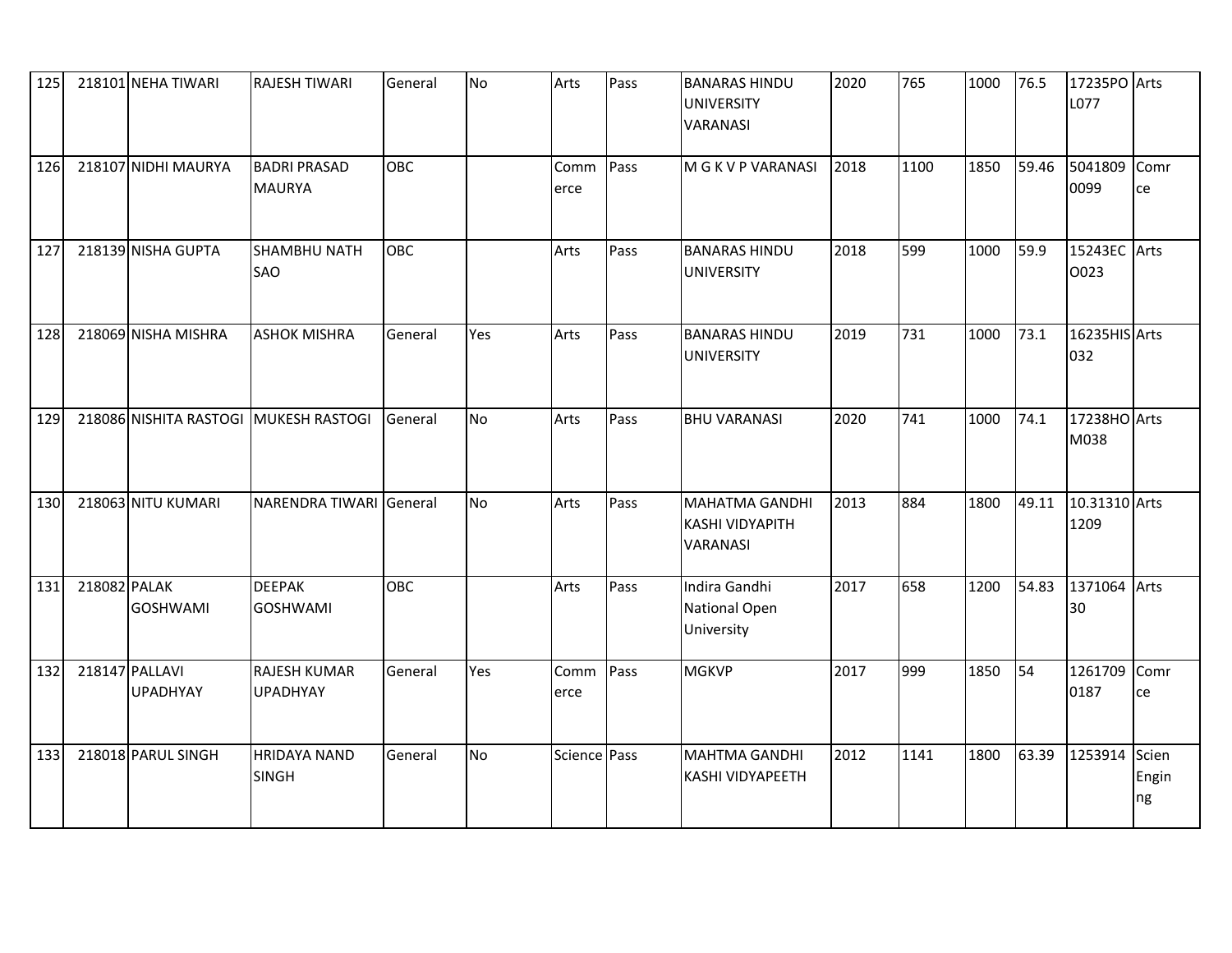| 125 | 218101 | NEHA TIWARI | RAJESH TIWARI | General | No | Arts | Pass | BANARAS HINDU UNIVERSITY VARANASI | 2020 | 765 | 1000 | 76.5 | 17235POL077 | Arts |
|---|---|---|---|---|---|---|---|---|---|---|---|---|---|---|
| 126 | 218107 | NIDHI MAURYA | BADRI PRASAD MAURYA | OBC | | Commerce | Pass | M G K V P VARANASI | 2018 | 1100 | 1850 | 59.46 | 50418090099 | Comrce |
| 127 | 218139 | NISHA GUPTA | SHAMBHU NATH SAO | OBC | | Arts | Pass | BANARAS HINDU UNIVERSITY | 2018 | 599 | 1000 | 59.9 | 15243ECO023 | Arts |
| 128 | 218069 | NISHA MISHRA | ASHOK MISHRA | General | Yes | Arts | Pass | BANARAS HINDU UNIVERSITY | 2019 | 731 | 1000 | 73.1 | 16235HIS032 | Arts |
| 129 | 218086 | NISHITA RASTOGI | MUKESH RASTOGI | General | No | Arts | Pass | BHU VARANASI | 2020 | 741 | 1000 | 74.1 | 17238HOM038 | Arts |
| 130 | 218063 | NITU KUMARI | NARENDRA TIWARI | General | No | Arts | Pass | MAHATMA GANDHI KASHI VIDYAPITH VARANASI | 2013 | 884 | 1800 | 49.11 | 10.313101209 | Arts |
| 131 | 218082 | PALAK GOSHWAMI | DEEPAK GOSHWAMI | OBC | | Arts | Pass | Indira Gandhi National Open University | 2017 | 658 | 1200 | 54.83 | 137106430 | Arts |
| 132 | 218147 | PALLAVI UPADHYAY | RAJESH KUMAR UPADHYAY | General | Yes | Commerce | Pass | MGKVP | 2017 | 999 | 1850 | 54 | 12617090187 | Comrce |
| 133 | 218018 | PARUL SINGH | HRIDAYA NAND SINGH | General | No | Science | Pass | MAHTMA GANDHI KASHI VIDYAPEETH | 2012 | 1141 | 1800 | 63.39 | 1253914 | Scien Enginng |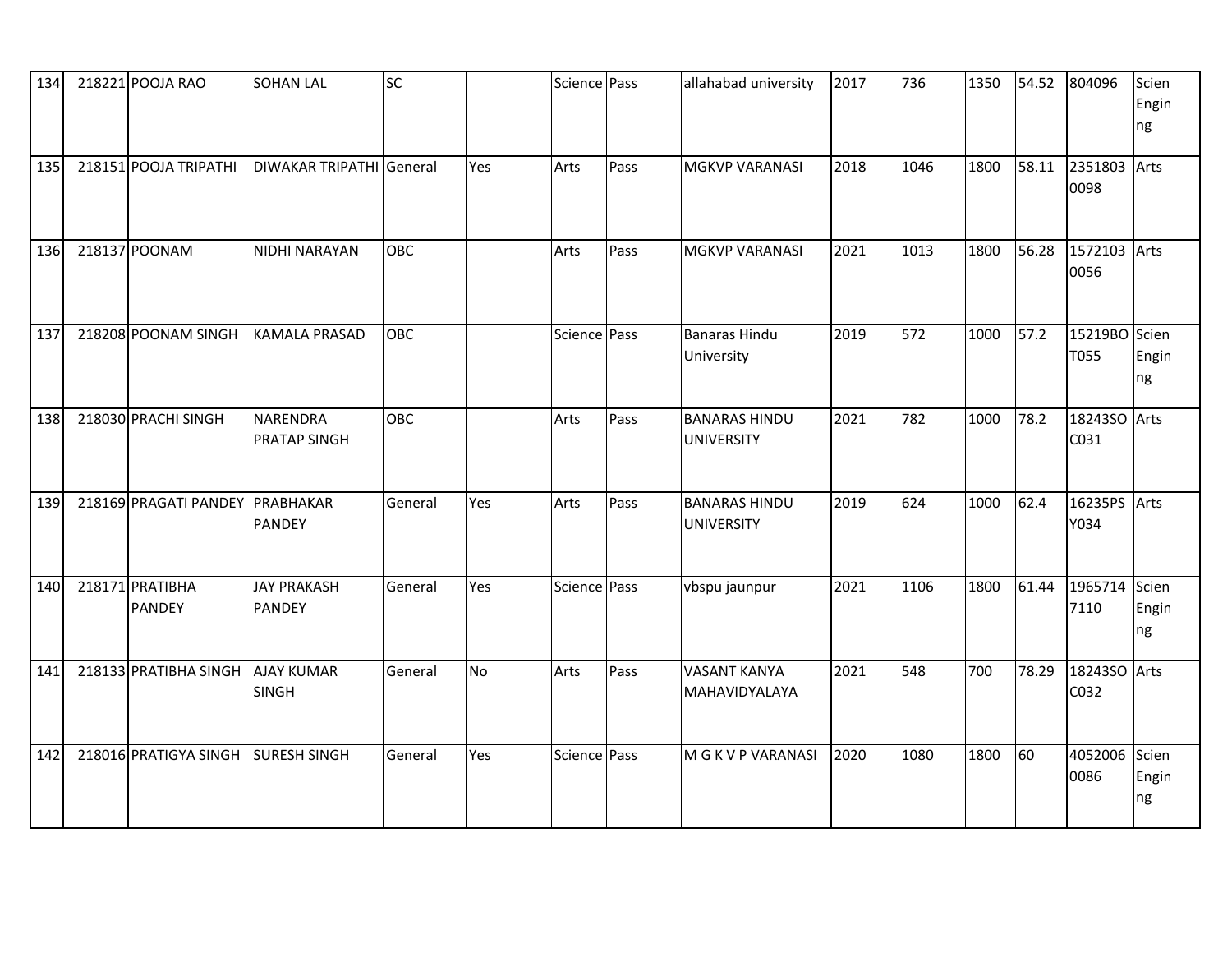| 134 | 218221 | POOJA RAO | SOHAN LAL | SC | | Science | Pass | allahabad university | 2017 | 736 | 1350 | 54.52 | 804096 | Scien Engin ng |
|---|---|---|---|---|---|---|---|---|---|---|---|---|---|---|
| 135 | 218151 | POOJA TRIPATHI | DIWAKAR TRIPATHI | General | Yes | Arts | Pass | MGKVP VARANASI | 2018 | 1046 | 1800 | 58.11 | 2351803 0098 | Arts |
| 136 | 218137 | POONAM | NIDHI NARAYAN | OBC | | Arts | Pass | MGKVP VARANASI | 2021 | 1013 | 1800 | 56.28 | 1572103 0056 | Arts |
| 137 | 218208 | POONAM SINGH | KAMALA PRASAD | OBC | | Science | Pass | Banaras Hindu University | 2019 | 572 | 1000 | 57.2 | 15219BO T055 | Scien Engin ng |
| 138 | 218030 | PRACHI SINGH | NARENDRA PRATAP SINGH | OBC | | Arts | Pass | BANARAS HINDU UNIVERSITY | 2021 | 782 | 1000 | 78.2 | 18243SO C031 | Arts |
| 139 | 218169 | PRAGATI PANDEY | PRABHAKAR PANDEY | General | Yes | Arts | Pass | BANARAS HINDU UNIVERSITY | 2019 | 624 | 1000 | 62.4 | 16235PS Y034 | Arts |
| 140 | 218171 | PRATIBHA PANDEY | JAY PRAKASH PANDEY | General | Yes | Science | Pass | vbspu jaunpur | 2021 | 1106 | 1800 | 61.44 | 1965714 7110 | Scien Engin ng |
| 141 | 218133 | PRATIBHA SINGH | AJAY KUMAR SINGH | General | No | Arts | Pass | VASANT KANYA MAHAVIDYALAYA | 2021 | 548 | 700 | 78.29 | 18243SO C032 | Arts |
| 142 | 218016 | PRATIGYA SINGH | SURESH SINGH | General | Yes | Science | Pass | M G K V P VARANASI | 2020 | 1080 | 1800 | 60 | 4052006 0086 | Scien Engin ng |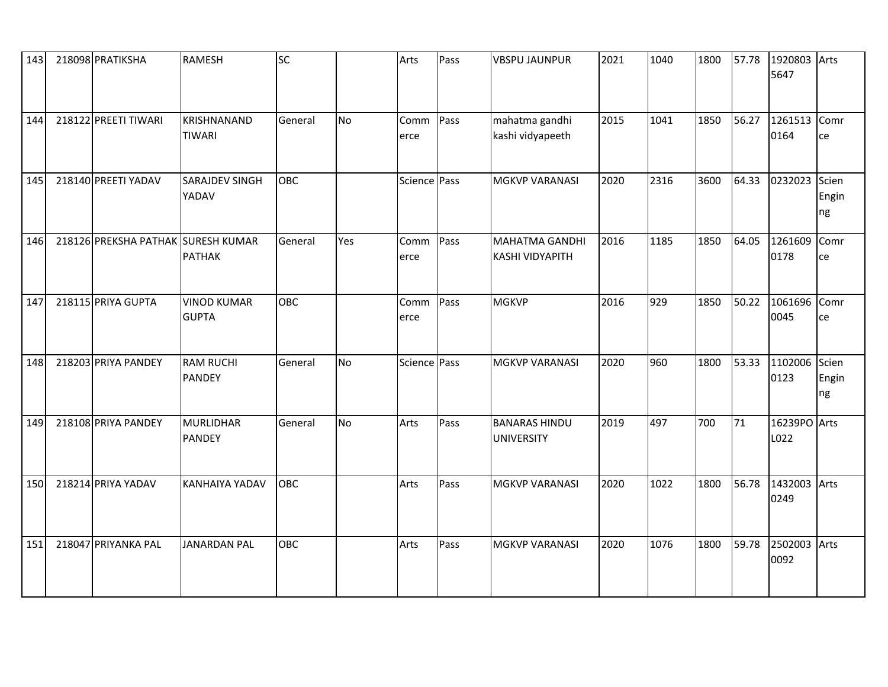| 143 | 218098 | PRATIKSHA | RAMESH | SC | | Arts | Pass | VBSPU JAUNPUR | 2021 | 1040 | 1800 | 57.78 | 19208035647 | Arts |
|---|---|---|---|---|---|---|---|---|---|---|---|---|---|---|
| 144 | 218122 | PREETI TIWARI | KRISHNANAND TIWARI | General | No | Commerce | Pass | mahatma gandhi kashi vidyapeeth | 2015 | 1041 | 1850 | 56.27 | 12615130164 | Comrce |
| 145 | 218140 | PREETI YADAV | SARAJDEV SINGH YADAV | OBC | | Science | Pass | MGKVP VARANASI | 2020 | 2316 | 3600 | 64.33 | 0232023 | Scien Enginng |
| 146 | 218126 | PREKSHA PATHAK | SURESH KUMAR PATHAK | General | Yes | Commerce | Pass | MAHATMA GANDHI KASHI VIDYAPITH | 2016 | 1185 | 1850 | 64.05 | 12616090178 | Comrce |
| 147 | 218115 | PRIYA GUPTA | VINOD KUMAR GUPTA | OBC | | Commerce | Pass | MGKVP | 2016 | 929 | 1850 | 50.22 | 10616960045 | Comrce |
| 148 | 218203 | PRIYA PANDEY | RAM RUCHI PANDEY | General | No | Science | Pass | MGKVP VARANASI | 2020 | 960 | 1800 | 53.33 | 11020060123 | Scien Enginng |
| 149 | 218108 | PRIYA PANDEY | MURLIDHAR PANDEY | General | No | Arts | Pass | BANARAS HINDU UNIVERSITY | 2019 | 497 | 700 | 71 | 16239POL022 | Arts |
| 150 | 218214 | PRIYA YADAV | KANHAIYA YADAV | OBC | | Arts | Pass | MGKVP VARANASI | 2020 | 1022 | 1800 | 56.78 | 14320030249 | Arts |
| 151 | 218047 | PRIYANKA PAL | JANARDAN PAL | OBC | | Arts | Pass | MGKVP VARANASI | 2020 | 1076 | 1800 | 59.78 | 25020030092 | Arts |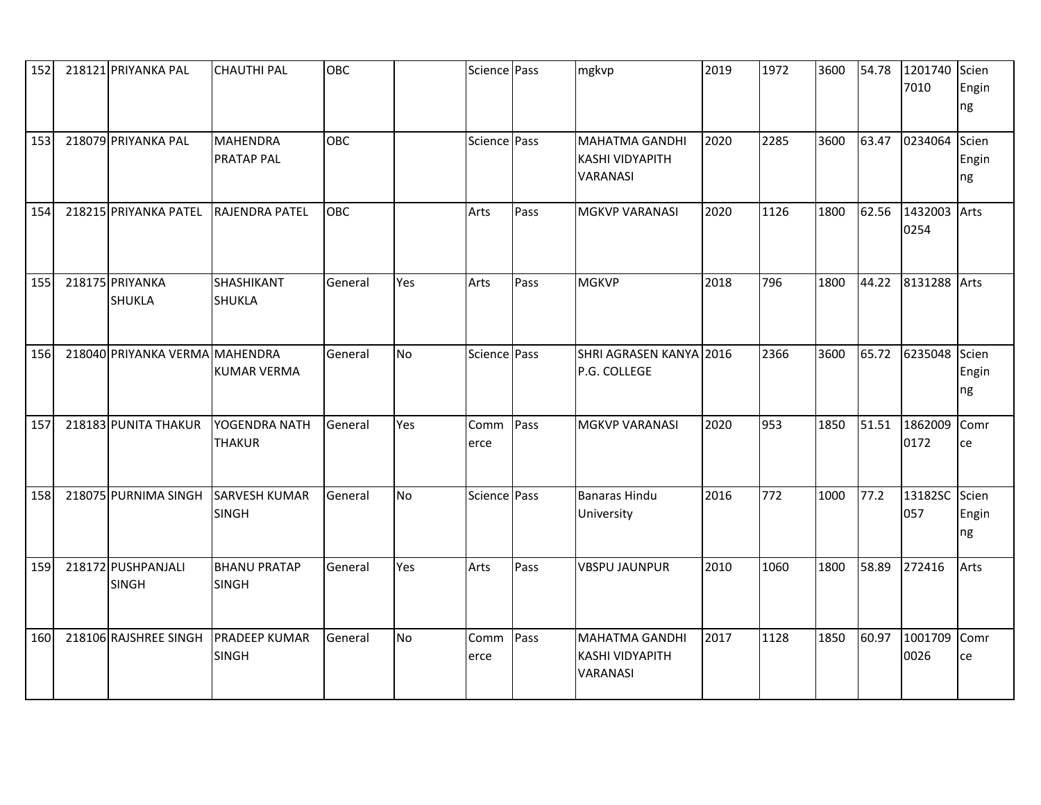| 152 | 218121 | PRIYANKA PAL | CHAUTHI PAL | OBC | | Science | Pass | mgkvp | 2019 | 1972 | 3600 | 54.78 | 12017407010 | Scien Engin ng |
|---|---|---|---|---|---|---|---|---|---|---|---|---|---|---|
| 153 | 218079 | PRIYANKA PAL | MAHENDRA PRATAP PAL | OBC | | Science | Pass | MAHATMA GANDHI KASHI VIDYAPITH VARANASI | 2020 | 2285 | 3600 | 63.47 | 0234064 | Scien Engin ng |
| 154 | 218215 | PRIYANKA PATEL | RAJENDRA PATEL | OBC | | Arts | Pass | MGKVP VARANASI | 2020 | 1126 | 1800 | 62.56 | 14320030254 | Arts |
| 155 | 218175 | PRIYANKA SHUKLA | SHASHIKANT SHUKLA | General | Yes | Arts | Pass | MGKVP | 2018 | 796 | 1800 | 44.22 | 8131288 | Arts |
| 156 | 218040 | PRIYANKA VERMA | MAHENDRA KUMAR VERMA | General | No | Science | Pass | SHRI AGRASEN KANYA P.G. COLLEGE | 2016 | 2366 | 3600 | 65.72 | 6235048 | Scien Engin ng |
| 157 | 218183 | PUNITA THAKUR | YOGENDRA NATH THAKUR | General | Yes | Commerce | Pass | MGKVP VARANASI | 2020 | 953 | 1850 | 51.51 | 18620090172 | Comrce |
| 158 | 218075 | PURNIMA SINGH | SARVESH KUMAR SINGH | General | No | Science | Pass | Banaras Hindu University | 2016 | 772 | 1000 | 77.2 | 13182SC057 | Scien Engin ng |
| 159 | 218172 | PUSHPANJALI SINGH | BHANU PRATAP SINGH | General | Yes | Arts | Pass | VBSPU JAUNPUR | 2010 | 1060 | 1800 | 58.89 | 272416 | Arts |
| 160 | 218106 | RAJSHREE SINGH | PRADEEP KUMAR SINGH | General | No | Commerce | Pass | MAHATMA GANDHI KASHI VIDYAPITH VARANASI | 2017 | 1128 | 1850 | 60.97 | 10017090026 | Comrce |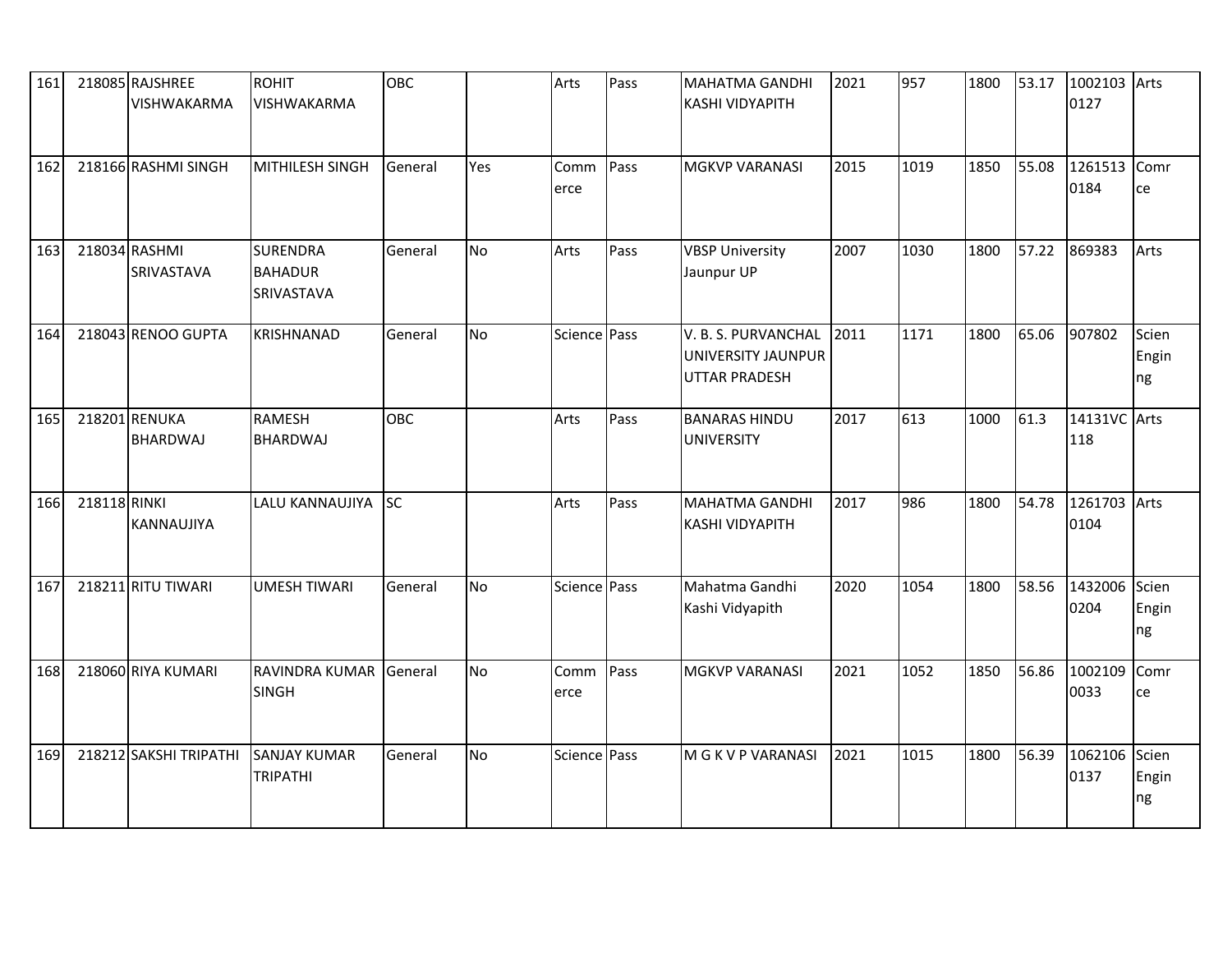| 161 | 218085 | RAJSHREE VISHWAKARMA | ROHIT VISHWAKARMA | OBC | | Arts | Pass | MAHATMA GANDHI KASHI VIDYAPITH | 2021 | 957 | 1800 | 53.17 | 10021030127 | Arts |
|---|---|---|---|---|---|---|---|---|---|---|---|---|---|---|
| 162 | 218166 | RASHMI SINGH | MITHILESH SINGH | General | Yes | Commerce | Pass | MGKVP VARANASI | 2015 | 1019 | 1850 | 55.08 | 12615130184 | Comrce |
| 163 | 218034 | RASHMI SRIVASTAVA | SURENDRA BAHADUR SRIVASTAVA | General | No | Arts | Pass | VBSP University Jaunpur UP | 2007 | 1030 | 1800 | 57.22 | 869383 | Arts |
| 164 | 218043 | RENOO GUPTA | KRISHNANAD | General | No | Science | Pass | V. B. S. PURVANCHAL UNIVERSITY JAUNPUR UTTAR PRADESH | 2011 | 1171 | 1800 | 65.06 | 907802 | Scien Engin ng |
| 165 | 218201 | RENUKA BHARDWAJ | RAMESH BHARDWAJ | OBC | | Arts | Pass | BANARAS HINDU UNIVERSITY | 2017 | 613 | 1000 | 61.3 | 14131VC118 | Arts |
| 166 | 218118 | RINKI KANNAUJIYA | LALU KANNAUJIYA | SC | | Arts | Pass | MAHATMA GANDHI KASHI VIDYAPITH | 2017 | 986 | 1800 | 54.78 | 12617030104 | Arts |
| 167 | 218211 | RITU TIWARI | UMESH TIWARI | General | No | Science | Pass | Mahatma Gandhi Kashi Vidyapith | 2020 | 1054 | 1800 | 58.56 | 14320060204 | Scien Engin ng |
| 168 | 218060 | RIYA KUMARI | RAVINDRA KUMAR SINGH | General | No | Commerce | Pass | MGKVP VARANASI | 2021 | 1052 | 1850 | 56.86 | 10021090033 | Comrce |
| 169 | 218212 | SAKSHI TRIPATHI | SANJAY KUMAR TRIPATHI | General | No | Science | Pass | M G K V P VARANASI | 2021 | 1015 | 1800 | 56.39 | 10621060137 | Scien Engin ng |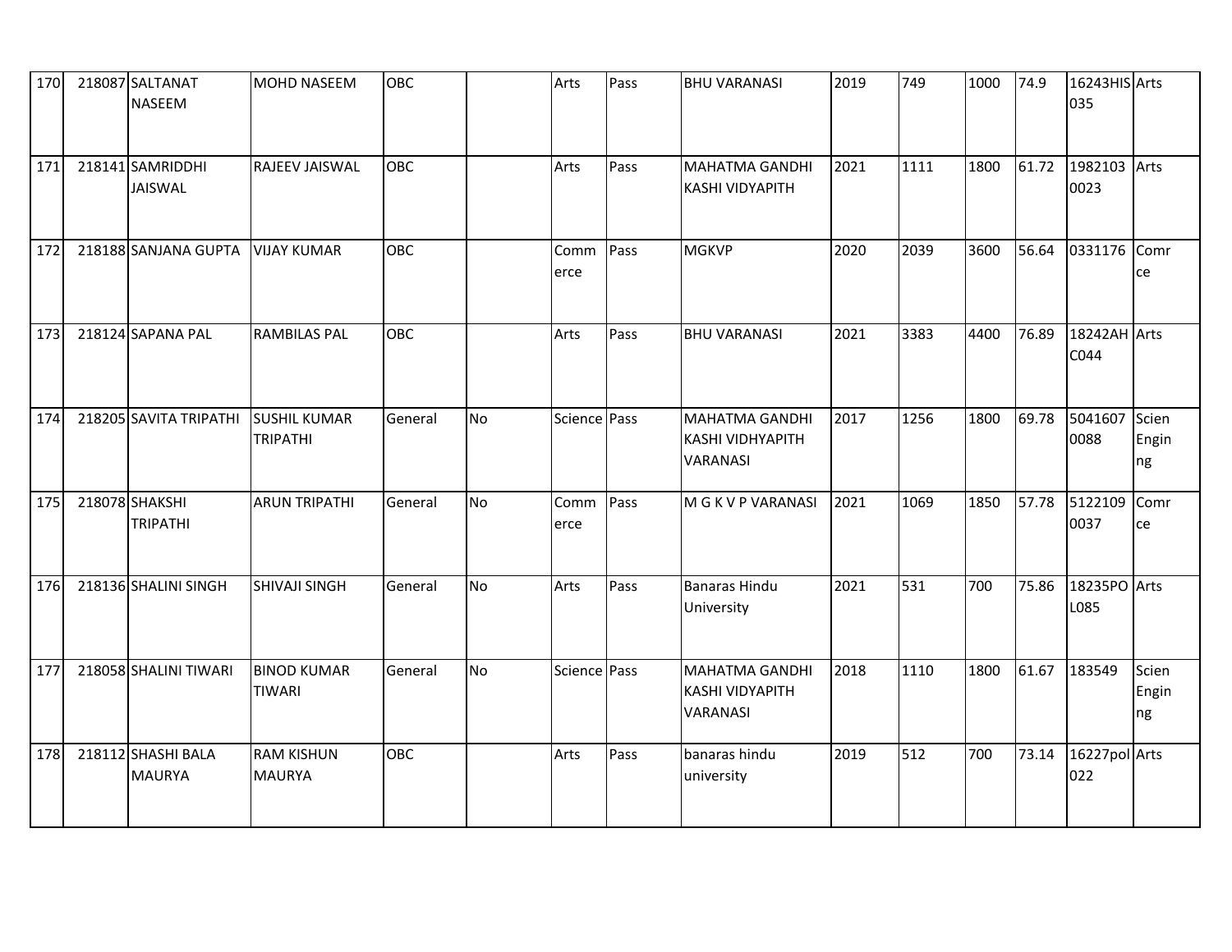| 170 | 218087 | SALTANAT NASEEM | MOHD NASEEM | OBC | | Arts | Pass | BHU VARANASI | 2019 | 749 | 1000 | 74.9 | 16243HIS035 | Arts |
|---|---|---|---|---|---|---|---|---|---|---|---|---|---|---|
| 171 | 218141 | SAMRIDDHI JAISWAL | RAJEEV JAISWAL | OBC | | Arts | Pass | MAHATMA GANDHI KASHI VIDYAPITH | 2021 | 1111 | 1800 | 61.72 | 19821030023 | Arts |
| 172 | 218188 | SANJANA GUPTA | VIJAY KUMAR | OBC | | Commerce | Pass | MGKVP | 2020 | 2039 | 3600 | 56.64 | 0331176 | Comrce |
| 173 | 218124 | SAPANA PAL | RAMBILAS PAL | OBC | | Arts | Pass | BHU VARANASI | 2021 | 3383 | 4400 | 76.89 | 18242AHC044 | Arts |
| 174 | 218205 | SAVITA TRIPATHI | SUSHIL KUMAR TRIPATHI | General | No | Science | Pass | MAHATMA GANDHI KASHI VIDHYAPITH VARANASI | 2017 | 1256 | 1800 | 69.78 | 50416070088 | Scien Engin ng |
| 175 | 218078 | SHAKSHI TRIPATHI | ARUN TRIPATHI | General | No | Commerce | Pass | M G K V P VARANASI | 2021 | 1069 | 1850 | 57.78 | 51221090037 | Comrce |
| 176 | 218136 | SHALINI SINGH | SHIVAJI SINGH | General | No | Arts | Pass | Banaras Hindu University | 2021 | 531 | 700 | 75.86 | 18235POL085 | Arts |
| 177 | 218058 | SHALINI TIWARI | BINOD KUMAR TIWARI | General | No | Science | Pass | MAHATMA GANDHI KASHI VIDYAPITH VARANASI | 2018 | 1110 | 1800 | 61.67 | 183549 | Scien Engin ng |
| 178 | 218112 | SHASHI BALA MAURYA | RAM KISHUN MAURYA | OBC | | Arts | Pass | banaras hindu university | 2019 | 512 | 700 | 73.14 | 16227pol022 | Arts |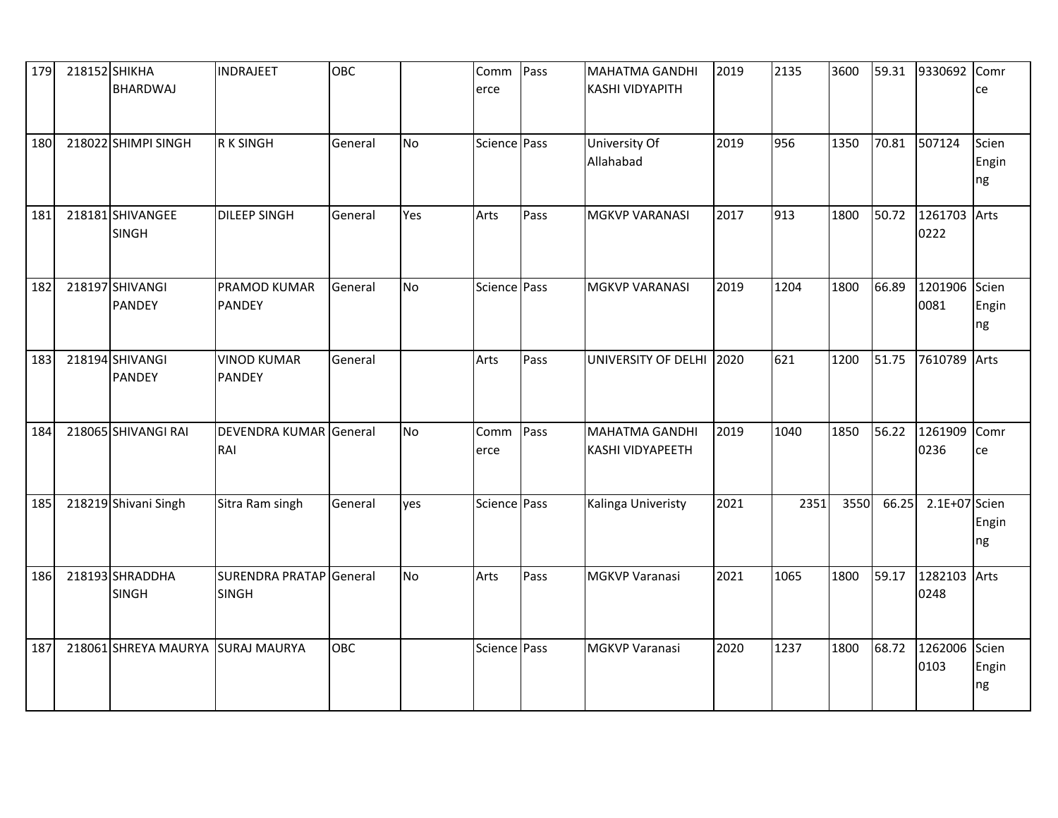| 179 | 218152 | SHIKHA BHARDWAJ | INDRAJEET | OBC | | Commerce | Pass | MAHATMA GANDHI KASHI VIDYAPITH | 2019 | 2135 | 3600 | 59.31 | 9330692 | Comrce |
|---|---|---|---|---|---|---|---|---|---|---|---|---|---|---|
| 180 | 218022 | SHIMPI SINGH | R K SINGH | General | No | Science | Pass | University Of Allahabad | 2019 | 956 | 1350 | 70.81 | 507124 | Scien Enginng |
| 181 | 218181 | SHIVANGEE SINGH | DILEEP SINGH | General | Yes | Arts | Pass | MGKVP VARANASI | 2017 | 913 | 1800 | 50.72 | 12617030222 | Arts |
| 182 | 218197 | SHIVANGI PANDEY | PRAMOD KUMAR PANDEY | General | No | Science | Pass | MGKVP VARANASI | 2019 | 1204 | 1800 | 66.89 | 12019060081 | Scien Enginng |
| 183 | 218194 | SHIVANGI PANDEY | VINOD KUMAR PANDEY | General | | Arts | Pass | UNIVERSITY OF DELHI | 2020 | 621 | 1200 | 51.75 | 7610789 | Arts |
| 184 | 218065 | SHIVANGI RAI | DEVENDRA KUMAR RAI | General | No | Commerce | Pass | MAHATMA GANDHI KASHI VIDYAPEETH | 2019 | 1040 | 1850 | 56.22 | 12619090236 | Comrce |
| 185 | 218219 | Shivani Singh | Sitra Ram singh | General | yes | Science | Pass | Kalinga Univeristy | 2021 | 2351 | 3550 | 66.25 | 2.1E+07 | Scien Enginng |
| 186 | 218193 | SHRADDHA SINGH | SURENDRA PRATAP SINGH | General | No | Arts | Pass | MGKVP Varanasi | 2021 | 1065 | 1800 | 59.17 | 12821030248 | Arts |
| 187 | 218061 | SHREYA MAURYA | SURAJ MAURYA | OBC | | Science | Pass | MGKVP Varanasi | 2020 | 1237 | 1800 | 68.72 | 12620060103 | Scien Enginng |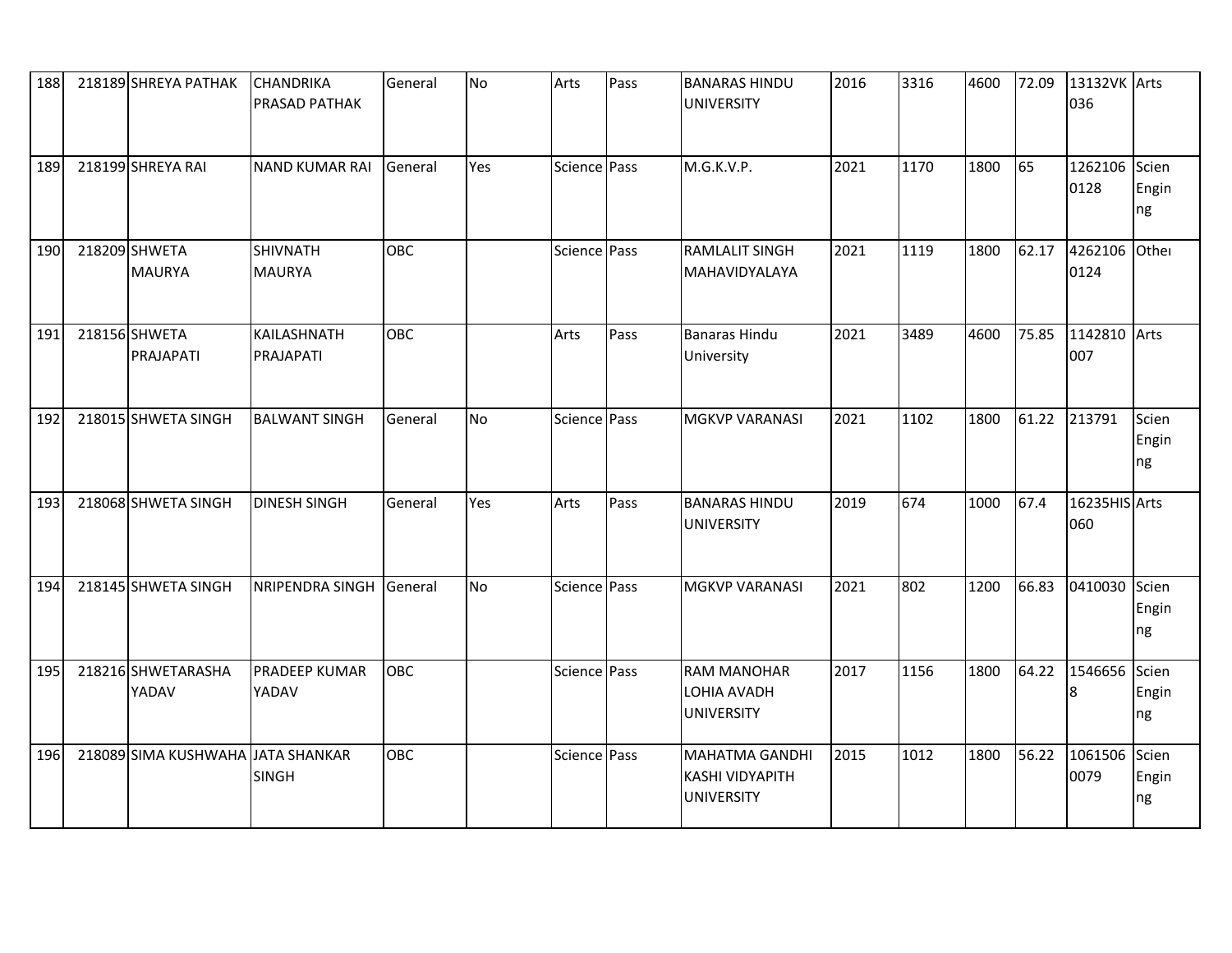| 188 | 218189 | SHREYA PATHAK | CHANDRIKA PRASAD PATHAK | General | No | Arts | Pass | BANARAS HINDU UNIVERSITY | 2016 | 3316 | 4600 | 72.09 | 13132VK 036 | Arts |
|---|---|---|---|---|---|---|---|---|---|---|---|---|---|---|
| 189 | 218199 | SHREYA RAI | NAND KUMAR RAI | General | Yes | Science | Pass | M.G.K.V.P. | 2021 | 1170 | 1800 | 65 | 1262106 0128 | Scien Engin ng |
| 190 | 218209 | SHWETA MAURYA | SHIVNATH MAURYA | OBC | | Science | Pass | RAMLALIT SINGH MAHAVIDYALAYA | 2021 | 1119 | 1800 | 62.17 | 4262106 0124 | Other |
| 191 | 218156 | SHWETA PRAJAPATI | KAILASHNATH PRAJAPATI | OBC | | Arts | Pass | Banaras Hindu University | 2021 | 3489 | 4600 | 75.85 | 1142810 007 | Arts |
| 192 | 218015 | SHWETA SINGH | BALWANT SINGH | General | No | Science | Pass | MGKVP VARANASI | 2021 | 1102 | 1800 | 61.22 | 213791 | Scien Engin ng |
| 193 | 218068 | SHWETA SINGH | DINESH SINGH | General | Yes | Arts | Pass | BANARAS HINDU UNIVERSITY | 2019 | 674 | 1000 | 67.4 | 16235HIS 060 | Arts |
| 194 | 218145 | SHWETA SINGH | NRIPENDRA SINGH | General | No | Science | Pass | MGKVP VARANASI | 2021 | 802 | 1200 | 66.83 | 0410030 | Scien Engin ng |
| 195 | 218216 | SHWETARASHA YADAV | PRADEEP KUMAR YADAV | OBC | | Science | Pass | RAM MANOHAR LOHIA AVADH UNIVERSITY | 2017 | 1156 | 1800 | 64.22 | 1546656 8 | Scien Engin ng |
| 196 | 218089 | SIMA KUSHWAHA | JATA SHANKAR SINGH | OBC | | Science | Pass | MAHATMA GANDHI KASHI VIDYAPITH UNIVERSITY | 2015 | 1012 | 1800 | 56.22 | 1061506 0079 | Scien Engin ng |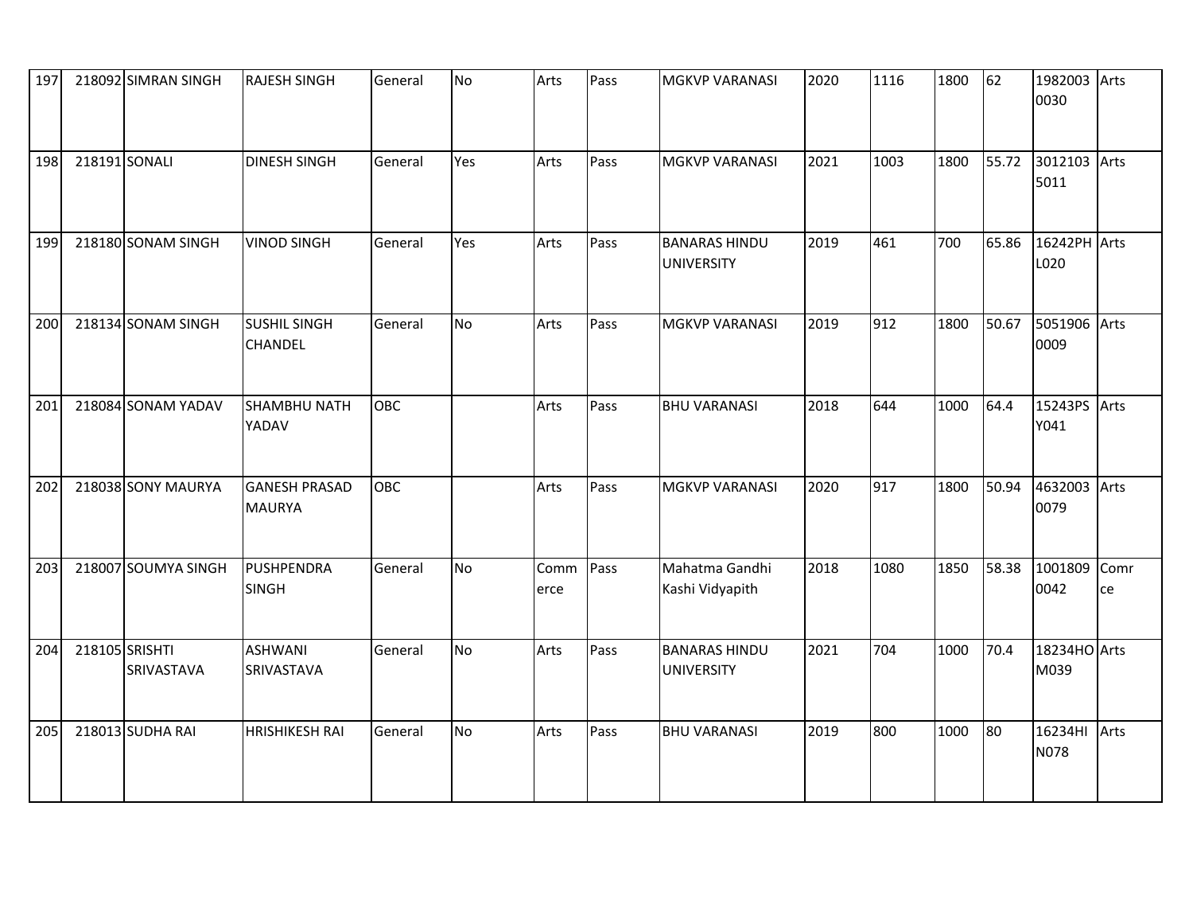| 197 | 218092 | SIMRAN SINGH | RAJESH SINGH | General | No | Arts | Pass | MGKVP VARANASI | 2020 | 1116 | 1800 | 62 | 19820030030 | Arts |
|---|---|---|---|---|---|---|---|---|---|---|---|---|---|---|
| 198 | 218191 | SONALI | DINESH SINGH | General | Yes | Arts | Pass | MGKVP VARANASI | 2021 | 1003 | 1800 | 55.72 | 30121035011 | Arts |
| 199 | 218180 | SONAM SINGH | VINOD SINGH | General | Yes | Arts | Pass | BANARAS HINDU UNIVERSITY | 2019 | 461 | 700 | 65.86 | 16242PHL020 | Arts |
| 200 | 218134 | SONAM SINGH | SUSHIL SINGH CHANDEL | General | No | Arts | Pass | MGKVP VARANASI | 2019 | 912 | 1800 | 50.67 | 50519060009 | Arts |
| 201 | 218084 | SONAM YADAV | SHAMBHU NATH YADAV | OBC | | Arts | Pass | BHU VARANASI | 2018 | 644 | 1000 | 64.4 | 15243PSY041 | Arts |
| 202 | 218038 | SONY MAURYA | GANESH PRASAD MAURYA | OBC | | Arts | Pass | MGKVP VARANASI | 2020 | 917 | 1800 | 50.94 | 46320030079 | Arts |
| 203 | 218007 | SOUMYA SINGH | PUSHPENDRA SINGH | General | No | Commerce | Pass | Mahatma Gandhi Kashi Vidyapith | 2018 | 1080 | 1850 | 58.38 | 10018090042 | Comrce |
| 204 | 218105 | SRISHTI SRIVASTAVA | ASHWANI SRIVASTAVA | General | No | Arts | Pass | BANARAS HINDU UNIVERSITY | 2021 | 704 | 1000 | 70.4 | 18234HOM039 | Arts |
| 205 | 218013 | SUDHA RAI | HRISHIKESH RAI | General | No | Arts | Pass | BHU VARANASI | 2019 | 800 | 1000 | 80 | 16234HIN078 | Arts |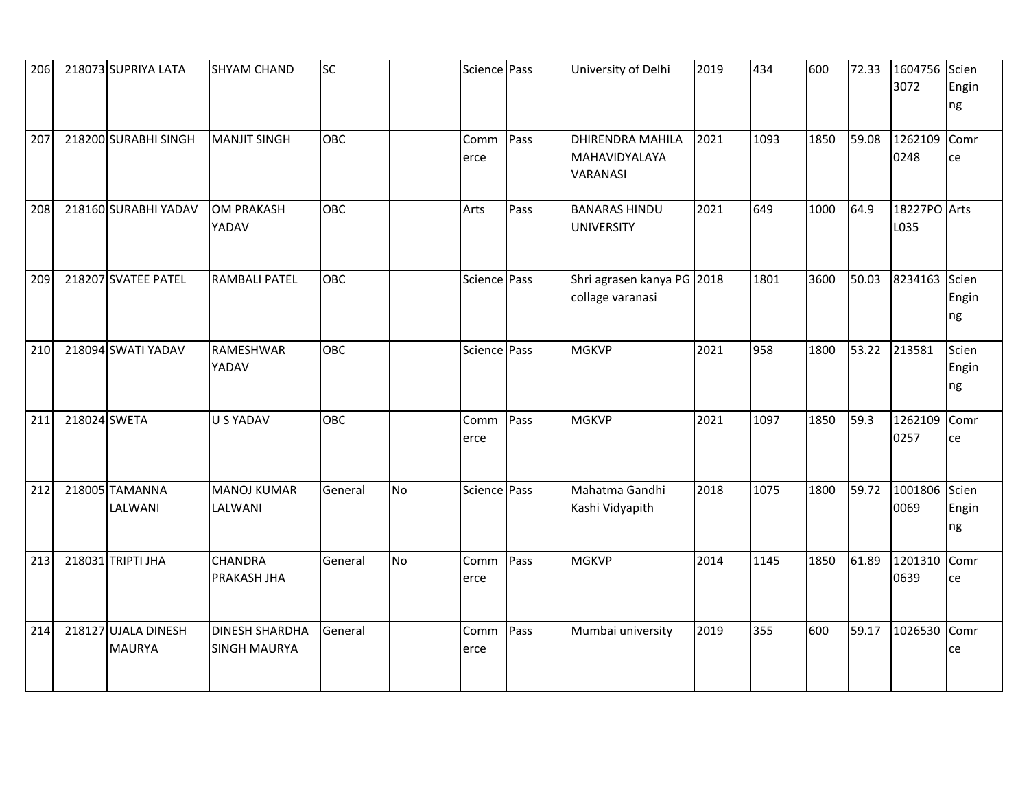| 206 | 218073 | SUPRIYA LATA | SHYAM CHAND | SC | | Science | Pass | University of Delhi | 2019 | 434 | 600 | 72.33 | 16047563072 | Scien Engin ng |
|---|---|---|---|---|---|---|---|---|---|---|---|---|---|---|
| 207 | 218200 | SURABHI SINGH | MANJIT SINGH | OBC | | Commerce | Pass | DHIRENDRA MAHILA MAHAVIDYALAYA VARANASI | 2021 | 1093 | 1850 | 59.08 | 12621090248 | Comr ce |
| 208 | 218160 | SURABHI YADAV | OM PRAKASH YADAV | OBC | | Arts | Pass | BANARAS HINDU UNIVERSITY | 2021 | 649 | 1000 | 64.9 | 18227POL035 | Arts |
| 209 | 218207 | SVATEE PATEL | RAMBALI PATEL | OBC | | Science | Pass | Shri agrasen kanya PG collage varanasi | 2018 | 1801 | 3600 | 50.03 | 8234163 | Scien Engin ng |
| 210 | 218094 | SWATI YADAV | RAMESHWAR YADAV | OBC | | Science | Pass | MGKVP | 2021 | 958 | 1800 | 53.22 | 213581 | Scien Engin ng |
| 211 | 218024 | SWETA | U S YADAV | OBC | | Commerce | Pass | MGKVP | 2021 | 1097 | 1850 | 59.3 | 12621090257 | Comr ce |
| 212 | 218005 | TAMANNA LALWANI | MANOJ KUMAR LALWANI | General | No | Science | Pass | Mahatma Gandhi Kashi Vidyapith | 2018 | 1075 | 1800 | 59.72 | 10018060069 | Scien Engin ng |
| 213 | 218031 | TRIPTI JHA | CHANDRA PRAKASH JHA | General | No | Commerce | Pass | MGKVP | 2014 | 1145 | 1850 | 61.89 | 12013100639 | Comr ce |
| 214 | 218127 | UJALA DINESH MAURYA | DINESH SHARDHA SINGH MAURYA | General | | Commerce | Pass | Mumbai university | 2019 | 355 | 600 | 59.17 | 1026530 | Comr ce |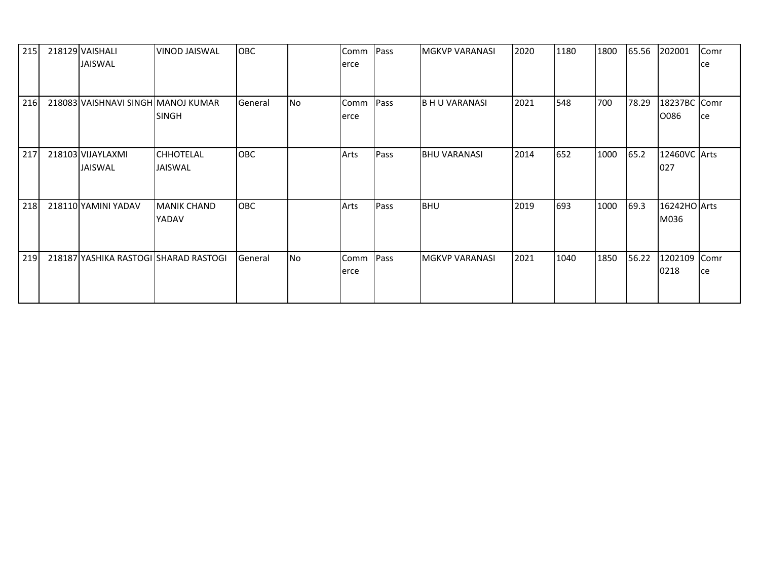| | | | | | | | | | | | | | | | |
|---|---|---|---|---|---|---|---|---|---|---|---|---|---|---|---|
| 215 | 218129 | VAISHALI JAISWAL | VINOD JAISWAL | OBC | | Commerce | Pass | MGKVP VARANASI | 2020 | 1180 | 1800 | 65.56 | 202001 | Comrce |
| 216 | 218083 | VAISHNAVI SINGH | MANOJ KUMAR SINGH | General | No | Commerce | Pass | B H U VARANASI | 2021 | 548 | 700 | 78.29 | 18237BCO086 | Comrce |
| 217 | 218103 | VIJAYLAXMI JAISWAL | CHHOTELAL JAISWAL | OBC | | Arts | Pass | BHU VARANASI | 2014 | 652 | 1000 | 65.2 | 12460VC027 | Arts |
| 218 | 218110 | YAMINI YADAV | MANIK CHAND YADAV | OBC | | Arts | Pass | BHU | 2019 | 693 | 1000 | 69.3 | 16242HOM036 | Arts |
| 219 | 218187 | YASHIKA RASTOGI | SHARAD RASTOGI | General | No | Commerce | Pass | MGKVP VARANASI | 2021 | 1040 | 1850 | 56.22 | 12021090218 | Comrce |